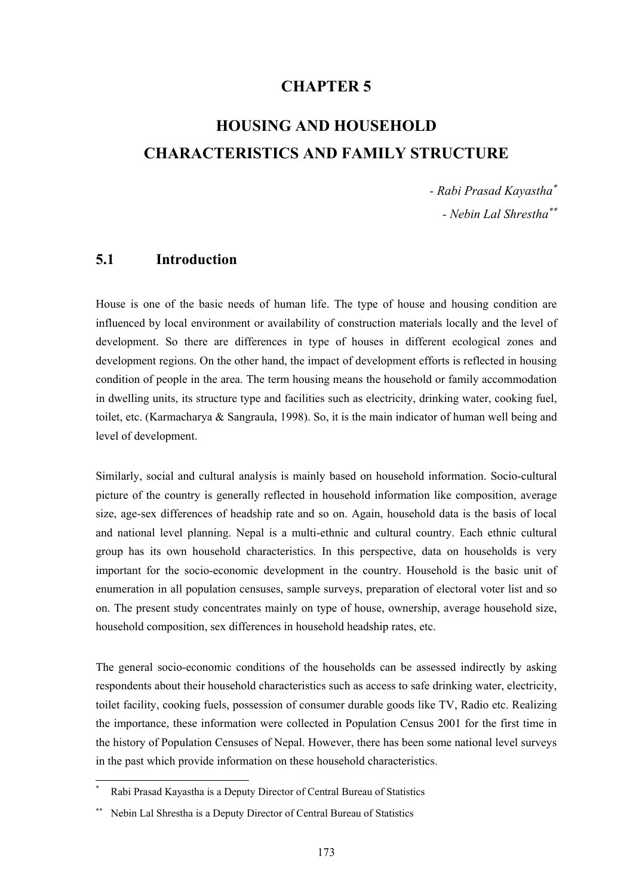# CHAPTER 5

# HOUSING AND HOUSEHOLD CHARACTERISTICS AND FAMILY STRUCTURE

*- Rabi Prasad Kayastha*[*]

*- Nebin Lal Shrestha*[**]

## 5.1 Introduction

House is one of the basic needs of human life. The type of house and housing condition are influenced by local environment or availability of construction materials locally and the level of development. So there are differences in type of houses in different ecological zones and development regions. On the other hand, the impact of development efforts is reflected in housing condition of people in the area. The term housing means the household or family accommodation in dwelling units, its structure type and facilities such as electricity, drinking water, cooking fuel, toilet, etc. (Karmacharya & Sangraula, 1998). So, it is the main indicator of human well being and level of development.

Similarly, social and cultural analysis is mainly based on household information. Socio-cultural picture of the country is generally reflected in household information like composition, average size, age-sex differences of headship rate and so on. Again, household data is the basis of local and national level planning. Nepal is a multi-ethnic and cultural country. Each ethnic cultural group has its own household characteristics. In this perspective, data on households is very important for the socio-economic development in the country. Household is the basic unit of enumeration in all population censuses, sample surveys, preparation of electoral voter list and so on. The present study concentrates mainly on type of house, ownership, average household size, household composition, sex differences in household headship rates, etc.

The general socio-economic conditions of the households can be assessed indirectly by asking respondents about their household characteristics such as access to safe drinking water, electricity, toilet facility, cooking fuels, possession of consumer durable goods like TV, Radio etc. Realizing the importance, these information were collected in Population Census 2001 for the first time in the history of Population Censuses of Nepal. However, there has been some national level surveys in the past which provide information on these household characteristics.

---

[*] Rabi Prasad Kayastha is a Deputy Director of Central Bureau of Statistics

[**] Nebin Lal Shrestha is a Deputy Director of Central Bureau of Statistics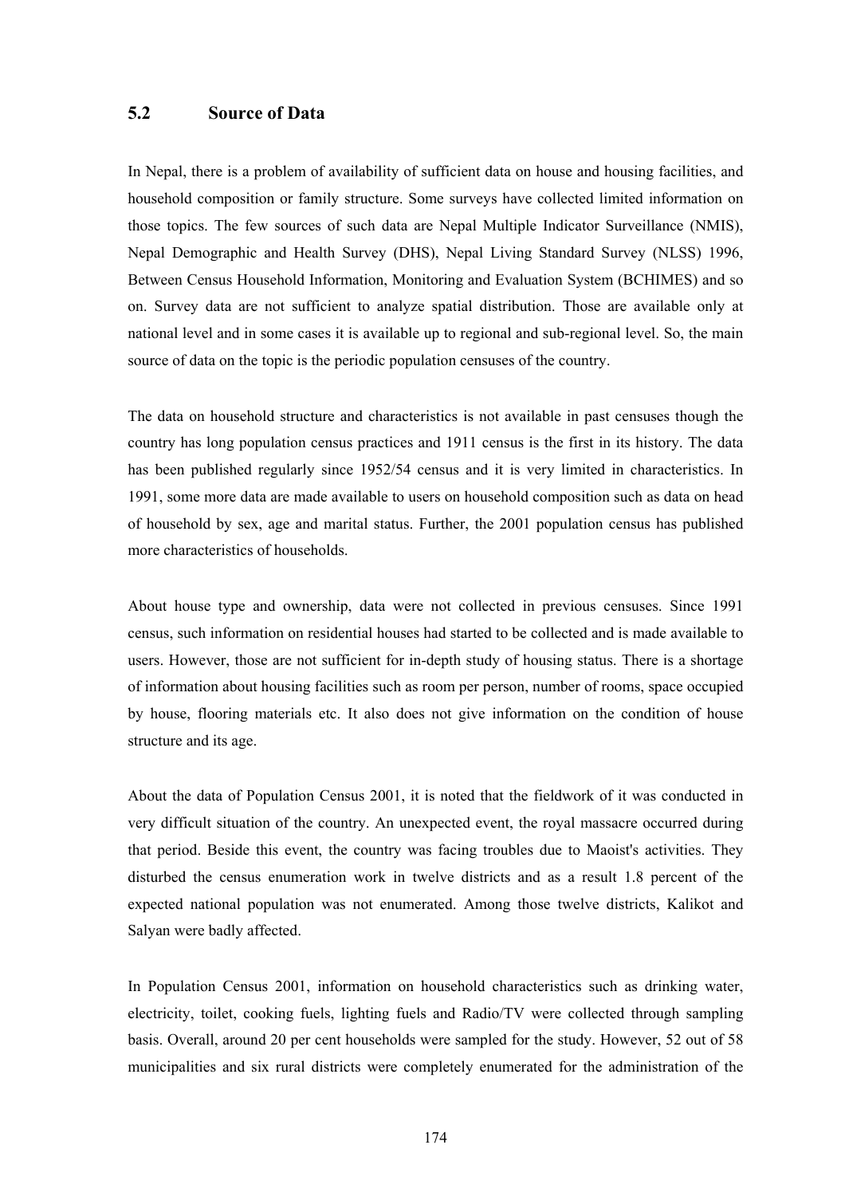## 5.2 Source of Data

In Nepal, there is a problem of availability of sufficient data on house and housing facilities, and household composition or family structure. Some surveys have collected limited information on those topics. The few sources of such data are Nepal Multiple Indicator Surveillance (NMIS), Nepal Demographic and Health Survey (DHS), Nepal Living Standard Survey (NLSS) 1996, Between Census Household Information, Monitoring and Evaluation System (BCHIMES) and so on. Survey data are not sufficient to analyze spatial distribution. Those are available only at national level and in some cases it is available up to regional and sub-regional level. So, the main source of data on the topic is the periodic population censuses of the country.

The data on household structure and characteristics is not available in past censuses though the country has long population census practices and 1911 census is the first in its history. The data has been published regularly since 1952/54 census and it is very limited in characteristics. In 1991, some more data are made available to users on household composition such as data on head of household by sex, age and marital status. Further, the 2001 population census has published more characteristics of households.

About house type and ownership, data were not collected in previous censuses. Since 1991 census, such information on residential houses had started to be collected and is made available to users. However, those are not sufficient for in-depth study of housing status. There is a shortage of information about housing facilities such as room per person, number of rooms, space occupied by house, flooring materials etc. It also does not give information on the condition of house structure and its age.

About the data of Population Census 2001, it is noted that the fieldwork of it was conducted in very difficult situation of the country. An unexpected event, the royal massacre occurred during that period. Beside this event, the country was facing troubles due to Maoist's activities. They disturbed the census enumeration work in twelve districts and as a result 1.8 percent of the expected national population was not enumerated. Among those twelve districts, Kalikot and Salyan were badly affected.

In Population Census 2001, information on household characteristics such as drinking water, electricity, toilet, cooking fuels, lighting fuels and Radio/TV were collected through sampling basis. Overall, around 20 per cent households were sampled for the study. However, 52 out of 58 municipalities and six rural districts were completely enumerated for the administration of the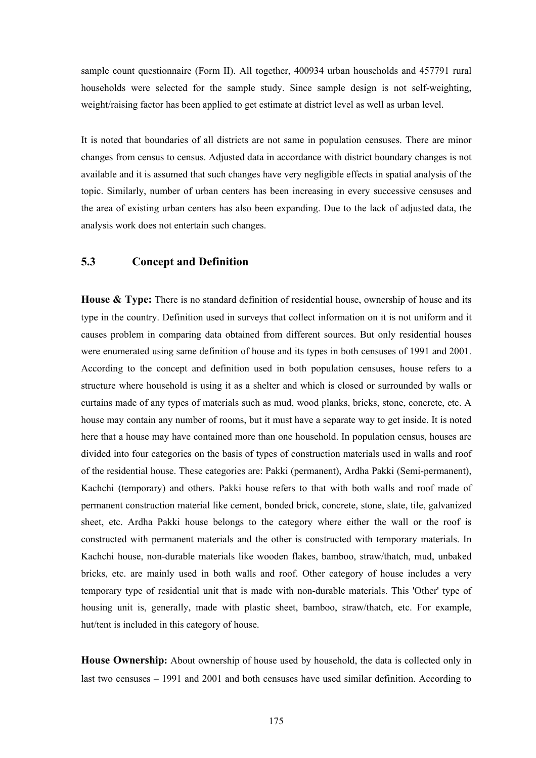sample count questionnaire (Form II). All together, 400934 urban households and 457791 rural households were selected for the sample study. Since sample design is not self-weighting, weight/raising factor has been applied to get estimate at district level as well as urban level.

It is noted that boundaries of all districts are not same in population censuses. There are minor changes from census to census. Adjusted data in accordance with district boundary changes is not available and it is assumed that such changes have very negligible effects in spatial analysis of the topic. Similarly, number of urban centers has been increasing in every successive censuses and the area of existing urban centers has also been expanding. Due to the lack of adjusted data, the analysis work does not entertain such changes.

## 5.3 Concept and Definition

**House & Type:** There is no standard definition of residential house, ownership of house and its type in the country. Definition used in surveys that collect information on it is not uniform and it causes problem in comparing data obtained from different sources. But only residential houses were enumerated using same definition of house and its types in both censuses of 1991 and 2001. According to the concept and definition used in both population censuses, house refers to a structure where household is using it as a shelter and which is closed or surrounded by walls or curtains made of any types of materials such as mud, wood planks, bricks, stone, concrete, etc. A house may contain any number of rooms, but it must have a separate way to get inside. It is noted here that a house may have contained more than one household. In population census, houses are divided into four categories on the basis of types of construction materials used in walls and roof of the residential house. These categories are: Pakki (permanent), Ardha Pakki (Semi-permanent), Kachchi (temporary) and others. Pakki house refers to that with both walls and roof made of permanent construction material like cement, bonded brick, concrete, stone, slate, tile, galvanized sheet, etc. Ardha Pakki house belongs to the category where either the wall or the roof is constructed with permanent materials and the other is constructed with temporary materials. In Kachchi house, non-durable materials like wooden flakes, bamboo, straw/thatch, mud, unbaked bricks, etc. are mainly used in both walls and roof. Other category of house includes a very temporary type of residential unit that is made with non-durable materials. This 'Other' type of housing unit is, generally, made with plastic sheet, bamboo, straw/thatch, etc. For example, hut/tent is included in this category of house.

**House Ownership:** About ownership of house used by household, the data is collected only in last two censuses – 1991 and 2001 and both censuses have used similar definition. According to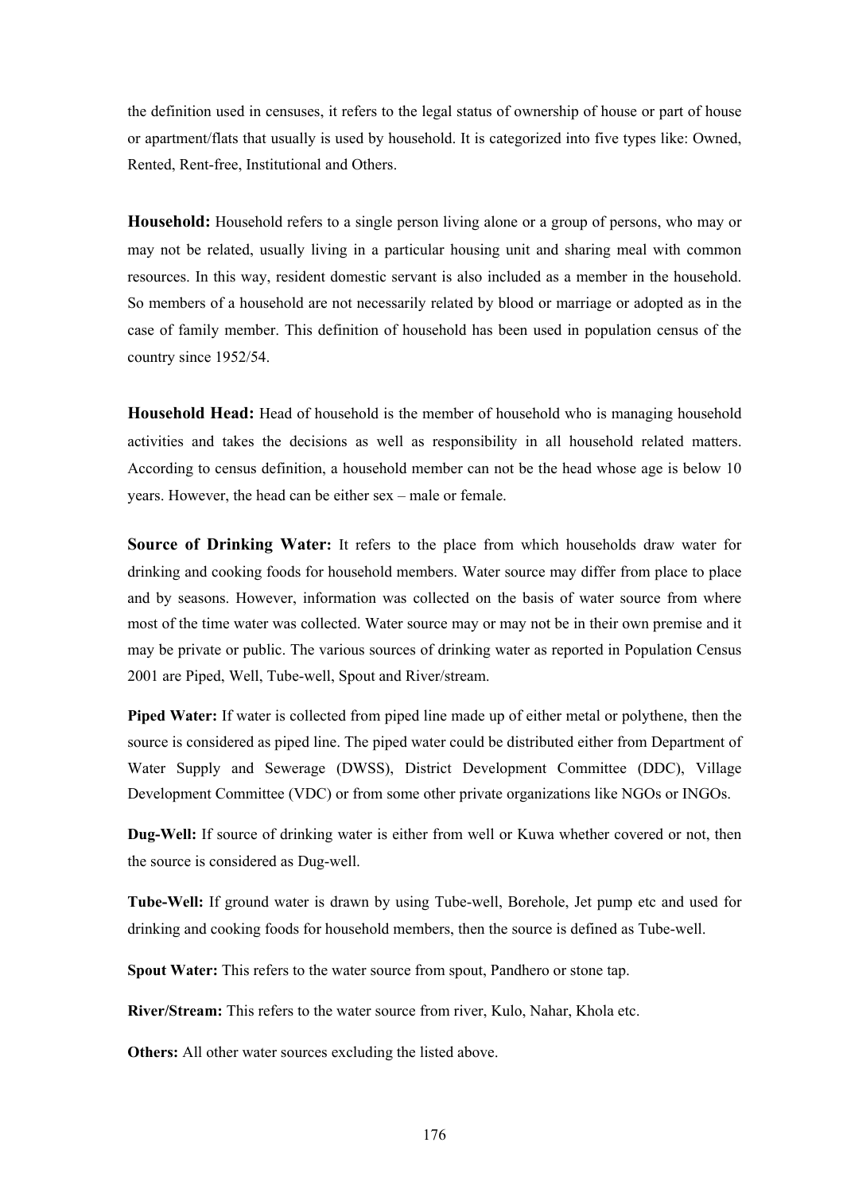the definition used in censuses, it refers to the legal status of ownership of house or part of house or apartment/flats that usually is used by household. It is categorized into five types like: Owned, Rented, Rent-free, Institutional and Others.

**Household:** Household refers to a single person living alone or a group of persons, who may or may not be related, usually living in a particular housing unit and sharing meal with common resources. In this way, resident domestic servant is also included as a member in the household. So members of a household are not necessarily related by blood or marriage or adopted as in the case of family member. This definition of household has been used in population census of the country since 1952/54.

**Household Head:** Head of household is the member of household who is managing household activities and takes the decisions as well as responsibility in all household related matters. According to census definition, a household member can not be the head whose age is below 10 years. However, the head can be either sex – male or female.

**Source of Drinking Water:** It refers to the place from which households draw water for drinking and cooking foods for household members. Water source may differ from place to place and by seasons. However, information was collected on the basis of water source from where most of the time water was collected. Water source may or may not be in their own premise and it may be private or public. The various sources of drinking water as reported in Population Census 2001 are Piped, Well, Tube-well, Spout and River/stream.

**Piped Water:** If water is collected from piped line made up of either metal or polythene, then the source is considered as piped line. The piped water could be distributed either from Department of Water Supply and Sewerage (DWSS), District Development Committee (DDC), Village Development Committee (VDC) or from some other private organizations like NGOs or INGOs.

**Dug-Well:** If source of drinking water is either from well or Kuwa whether covered or not, then the source is considered as Dug-well.

**Tube-Well:** If ground water is drawn by using Tube-well, Borehole, Jet pump etc and used for drinking and cooking foods for household members, then the source is defined as Tube-well.

**Spout Water:** This refers to the water source from spout, Pandhero or stone tap.

**River/Stream:** This refers to the water source from river, Kulo, Nahar, Khola etc.

**Others:** All other water sources excluding the listed above.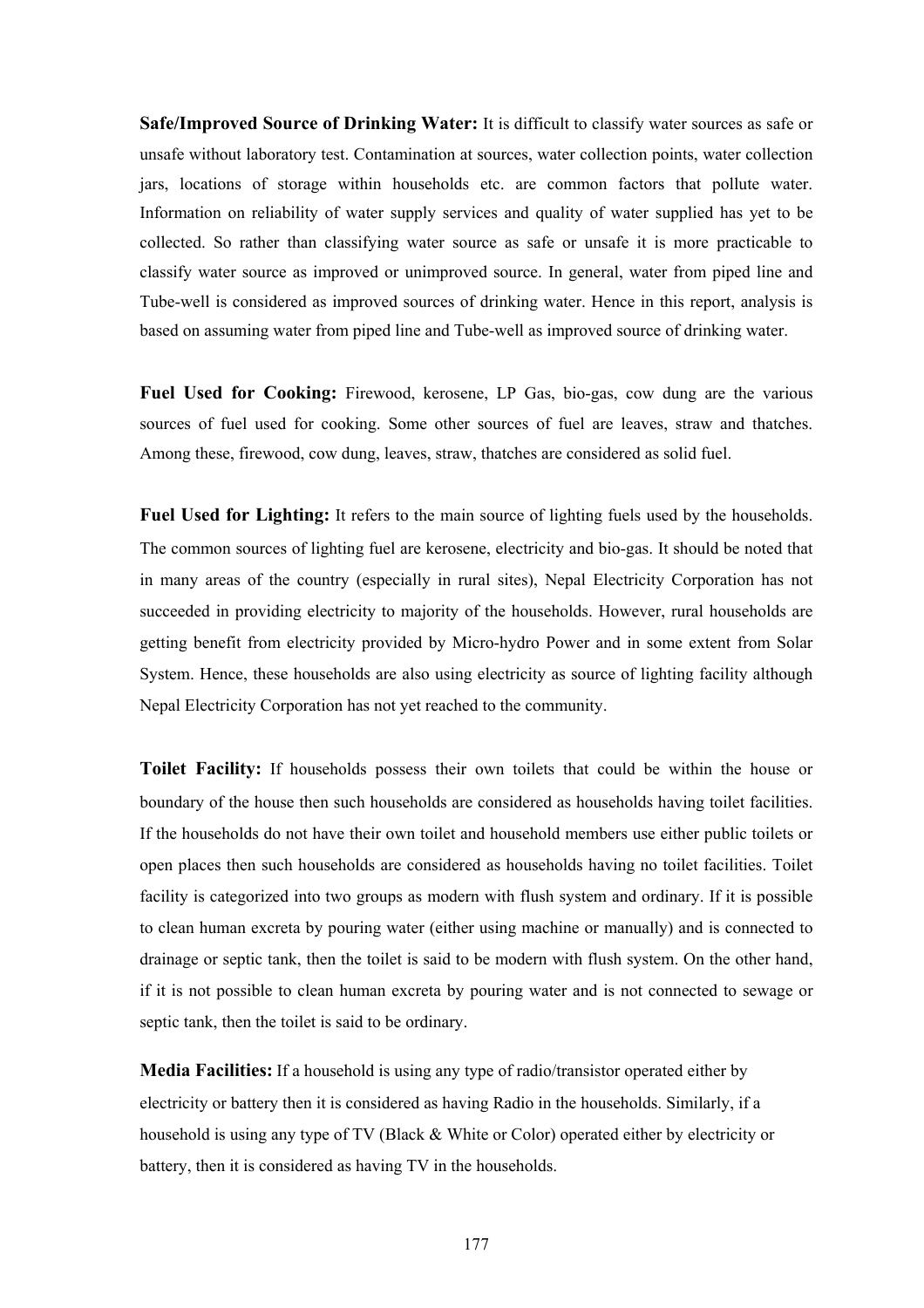**Safe/Improved Source of Drinking Water:** It is difficult to classify water sources as safe or unsafe without laboratory test. Contamination at sources, water collection points, water collection jars, locations of storage within households etc. are common factors that pollute water. Information on reliability of water supply services and quality of water supplied has yet to be collected. So rather than classifying water source as safe or unsafe it is more practicable to classify water source as improved or unimproved source. In general, water from piped line and Tube-well is considered as improved sources of drinking water. Hence in this report, analysis is based on assuming water from piped line and Tube-well as improved source of drinking water.

**Fuel Used for Cooking:** Firewood, kerosene, LP Gas, bio-gas, cow dung are the various sources of fuel used for cooking. Some other sources of fuel are leaves, straw and thatches. Among these, firewood, cow dung, leaves, straw, thatches are considered as solid fuel.

**Fuel Used for Lighting:** It refers to the main source of lighting fuels used by the households. The common sources of lighting fuel are kerosene, electricity and bio-gas. It should be noted that in many areas of the country (especially in rural sites), Nepal Electricity Corporation has not succeeded in providing electricity to majority of the households. However, rural households are getting benefit from electricity provided by Micro-hydro Power and in some extent from Solar System. Hence, these households are also using electricity as source of lighting facility although Nepal Electricity Corporation has not yet reached to the community.

**Toilet Facility:** If households possess their own toilets that could be within the house or boundary of the house then such households are considered as households having toilet facilities. If the households do not have their own toilet and household members use either public toilets or open places then such households are considered as households having no toilet facilities. Toilet facility is categorized into two groups as modern with flush system and ordinary. If it is possible to clean human excreta by pouring water (either using machine or manually) and is connected to drainage or septic tank, then the toilet is said to be modern with flush system. On the other hand, if it is not possible to clean human excreta by pouring water and is not connected to sewage or septic tank, then the toilet is said to be ordinary.

**Media Facilities:** If a household is using any type of radio/transistor operated either by electricity or battery then it is considered as having Radio in the households. Similarly, if a household is using any type of TV (Black & White or Color) operated either by electricity or battery, then it is considered as having TV in the households.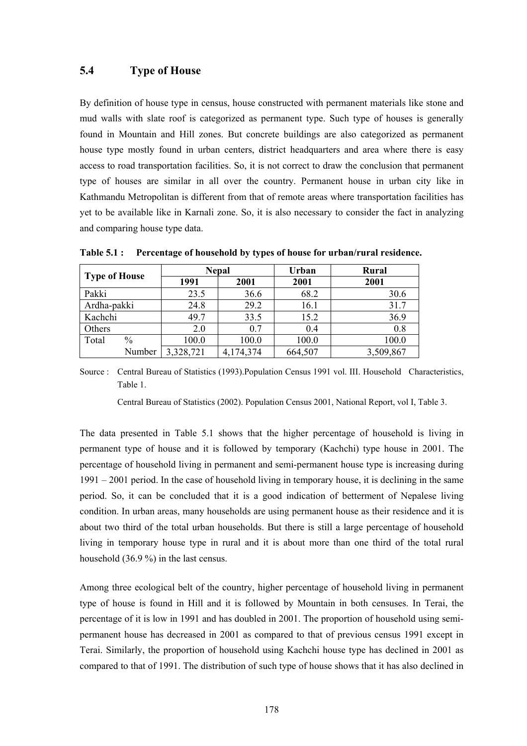## 5.4 Type of House

By definition of house type in census, house constructed with permanent materials like stone and mud walls with slate roof is categorized as permanent type. Such type of houses is generally found in Mountain and Hill zones. But concrete buildings are also categorized as permanent house type mostly found in urban centers, district headquarters and area where there is easy access to road transportation facilities. So, it is not correct to draw the conclusion that permanent type of houses are similar in all over the country. Permanent house in urban city like in Kathmandu Metropolitan is different from that of remote areas where transportation facilities has yet to be available like in Karnali zone. So, it is also necessary to consider the fact in analyzing and comparing house type data.

**Table 5.1 : Percentage of household by types of house for urban/rural residence.**

| Type of House | | Nepal | | Urban | Rural |
|---|---|---|---|---|---|
| | | 1991 | 2001 | 2001 | 2001 |
| Pakki | | 23.5 | 36.6 | 68.2 | 30.6 |
| Ardha-pakki | | 24.8 | 29.2 | 16.1 | 31.7 |
| Kachchi | | 49.7 | 33.5 | 15.2 | 36.9 |
| Others | | 2.0 | 0.7 | 0.4 | 0.8 |
| Total | % | 100.0 | 100.0 | 100.0 | 100.0 |
| | Number | 3,328,721 | 4,174,374 | 664,507 | 3,509,867 |

Source : Central Bureau of Statistics (1993).Population Census 1991 vol. III. Household Characteristics, Table 1.

Central Bureau of Statistics (2002). Population Census 2001, National Report, vol I, Table 3.

The data presented in Table 5.1 shows that the higher percentage of household is living in permanent type of house and it is followed by temporary (Kachchi) type house in 2001. The percentage of household living in permanent and semi-permanent house type is increasing during 1991 – 2001 period. In the case of household living in temporary house, it is declining in the same period. So, it can be concluded that it is a good indication of betterment of Nepalese living condition. In urban areas, many households are using permanent house as their residence and it is about two third of the total urban households. But there is still a large percentage of household living in temporary house type in rural and it is about more than one third of the total rural household (36.9 %) in the last census.

Among three ecological belt of the country, higher percentage of household living in permanent type of house is found in Hill and it is followed by Mountain in both censuses. In Terai, the percentage of it is low in 1991 and has doubled in 2001. The proportion of household using semi-permanent house has decreased in 2001 as compared to that of previous census 1991 except in Terai. Similarly, the proportion of household using Kachchi house type has declined in 2001 as compared to that of 1991. The distribution of such type of house shows that it has also declined in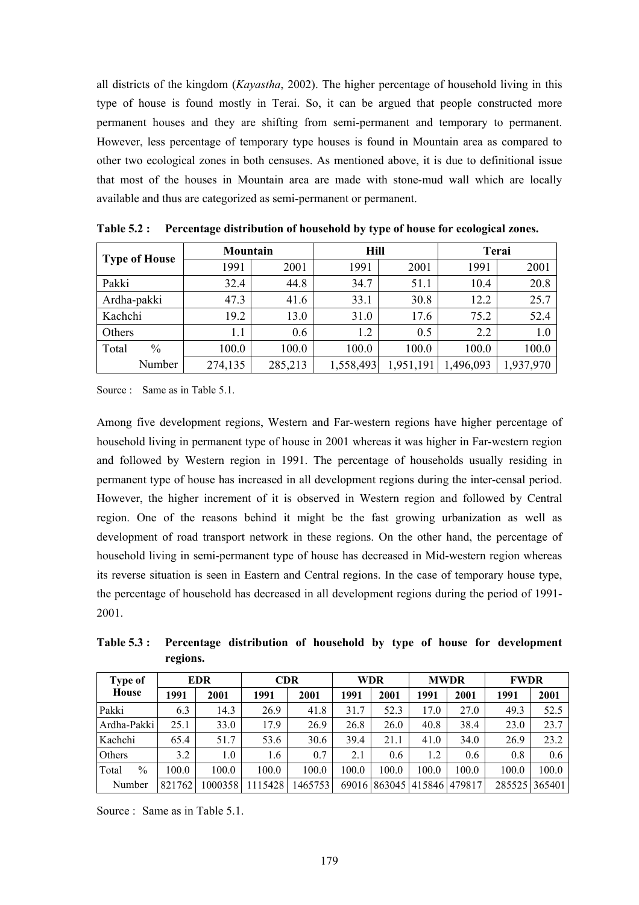all districts of the kingdom (*Kayastha*, 2002). The higher percentage of household living in this type of house is found mostly in Terai. So, it can be argued that people constructed more permanent houses and they are shifting from semi-permanent and temporary to permanent. However, less percentage of temporary type houses is found in Mountain area as compared to other two ecological zones in both censuses. As mentioned above, it is due to definitional issue that most of the houses in Mountain area are made with stone-mud wall which are locally available and thus are categorized as semi-permanent or permanent.

**Table 5.2 : Percentage distribution of household by type of house for ecological zones.**

| Type of House | Mountain | | Hill | | Terai | |
|---|---|---|---|---|---|---|
| | 1991 | 2001 | 1991 | 2001 | 1991 | 2001 |
| Pakki | 32.4 | 44.8 | 34.7 | 51.1 | 10.4 | 20.8 |
| Ardha-pakki | 47.3 | 41.6 | 33.1 | 30.8 | 12.2 | 25.7 |
| Kachchi | 19.2 | 13.0 | 31.0 | 17.6 | 75.2 | 52.4 |
| Others | 1.1 | 0.6 | 1.2 | 0.5 | 2.2 | 1.0 |
| Total % | 100.0 | 100.0 | 100.0 | 100.0 | 100.0 | 100.0 |
| Number | 274,135 | 285,213 | 1,558,493 | 1,951,191 | 1,496,093 | 1,937,970 |

Source : Same as in Table 5.1.

Among five development regions, Western and Far-western regions have higher percentage of household living in permanent type of house in 2001 whereas it was higher in Far-western region and followed by Western region in 1991. The percentage of households usually residing in permanent type of house has increased in all development regions during the inter-censal period. However, the higher increment of it is observed in Western region and followed by Central region. One of the reasons behind it might be the fast growing urbanization as well as development of road transport network in these regions. On the other hand, the percentage of household living in semi-permanent type of house has decreased in Mid-western region whereas its reverse situation is seen in Eastern and Central regions. In the case of temporary house type, the percentage of household has decreased in all development regions during the period of 1991-2001.

**Table 5.3 : Percentage distribution of household by type of house for development regions.**

| Type of House | EDR | | CDR | | WDR | | MWDR | | FWDR | |
|---|---|---|---|---|---|---|---|---|---|---|
| | 1991 | 2001 | 1991 | 2001 | 1991 | 2001 | 1991 | 2001 | 1991 | 2001 |
| Pakki | 6.3 | 14.3 | 26.9 | 41.8 | 31.7 | 52.3 | 17.0 | 27.0 | 49.3 | 52.5 |
| Ardha-Pakki | 25.1 | 33.0 | 17.9 | 26.9 | 26.8 | 26.0 | 40.8 | 38.4 | 23.0 | 23.7 |
| Kachchi | 65.4 | 51.7 | 53.6 | 30.6 | 39.4 | 21.1 | 41.0 | 34.0 | 26.9 | 23.2 |
| Others | 3.2 | 1.0 | 1.6 | 0.7 | 2.1 | 0.6 | 1.2 | 0.6 | 0.8 | 0.6 |
| Total % | 100.0 | 100.0 | 100.0 | 100.0 | 100.0 | 100.0 | 100.0 | 100.0 | 100.0 | 100.0 |
| Number | 821762 | 1000358 | 1115428 | 1465753 | 69016 | 863045 | 415846 | 479817 | 285525 | 365401 |

Source : Same as in Table 5.1.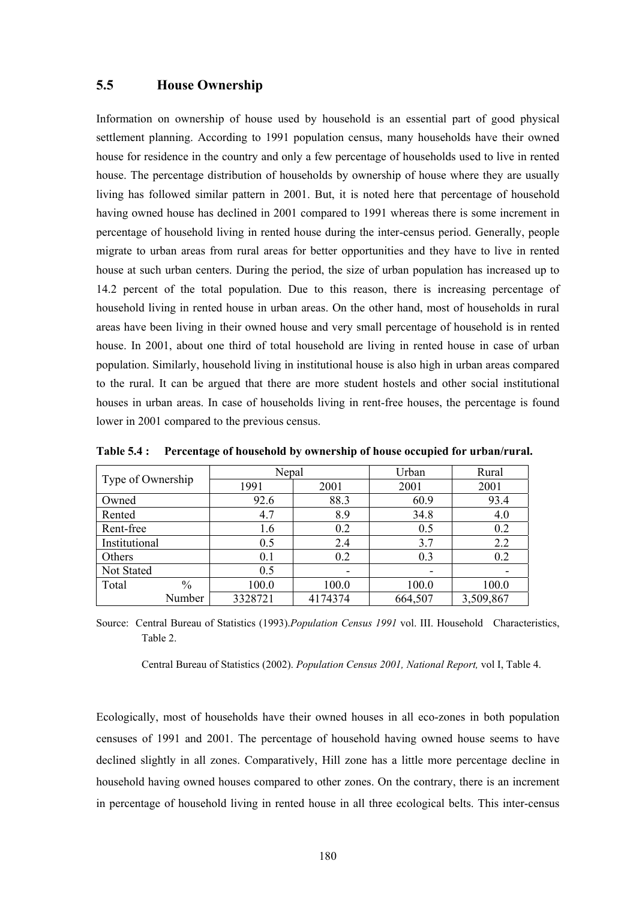## 5.5 House Ownership

Information on ownership of house used by household is an essential part of good physical settlement planning. According to 1991 population census, many households have their owned house for residence in the country and only a few percentage of households used to live in rented house. The percentage distribution of households by ownership of house where they are usually living has followed similar pattern in 2001. But, it is noted here that percentage of household having owned house has declined in 2001 compared to 1991 whereas there is some increment in percentage of household living in rented house during the inter-census period. Generally, people migrate to urban areas from rural areas for better opportunities and they have to live in rented house at such urban centers. During the period, the size of urban population has increased up to 14.2 percent of the total population. Due to this reason, there is increasing percentage of household living in rented house in urban areas. On the other hand, most of households in rural areas have been living in their owned house and very small percentage of household is in rented house. In 2001, about one third of total household are living in rented house in case of urban population. Similarly, household living in institutional house is also high in urban areas compared to the rural. It can be argued that there are more student hostels and other social institutional houses in urban areas. In case of households living in rent-free houses, the percentage is found lower in 2001 compared to the previous census.

**Table 5.4 : Percentage of household by ownership of house occupied for urban/rural.**

| Type of Ownership | | Nepal | | Urban | Rural |
|---|---|---|---|---|---|
| | | 1991 | 2001 | 2001 | 2001 |
| Owned | | 92.6 | 88.3 | 60.9 | 93.4 |
| Rented | | 4.7 | 8.9 | 34.8 | 4.0 |
| Rent-free | | 1.6 | 0.2 | 0.5 | 0.2 |
| Institutional | | 0.5 | 2.4 | 3.7 | 2.2 |
| Others | | 0.1 | 0.2 | 0.3 | 0.2 |
| Not Stated | | 0.5 | - | - | - |
| Total | % | 100.0 | 100.0 | 100.0 | 100.0 |
| | Number | 3328721 | 4174374 | 664,507 | 3,509,867 |

Source: Central Bureau of Statistics (1993).*Population Census 1991* vol. III. Household Characteristics, Table 2.

Central Bureau of Statistics (2002). *Population Census 2001, National Report,* vol I, Table 4.

Ecologically, most of households have their owned houses in all eco-zones in both population censuses of 1991 and 2001. The percentage of household having owned house seems to have declined slightly in all zones. Comparatively, Hill zone has a little more percentage decline in household having owned houses compared to other zones. On the contrary, there is an increment in percentage of household living in rented house in all three ecological belts. This inter-census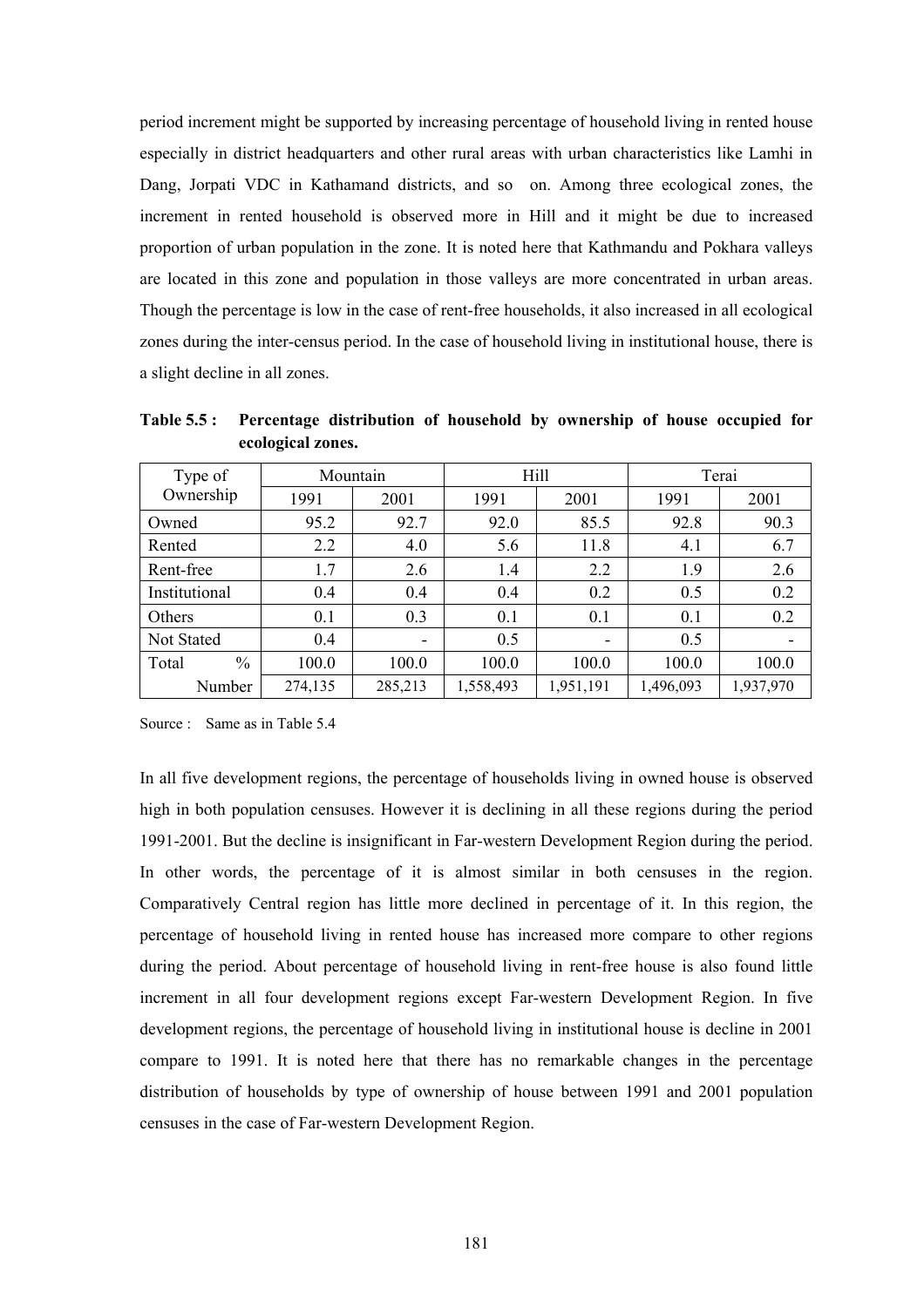period increment might be supported by increasing percentage of household living in rented house especially in district headquarters and other rural areas with urban characteristics like Lamhi in Dang, Jorpati VDC in Kathamand districts, and so on. Among three ecological zones, the increment in rented household is observed more in Hill and it might be due to increased proportion of urban population in the zone. It is noted here that Kathmandu and Pokhara valleys are located in this zone and population in those valleys are more concentrated in urban areas. Though the percentage is low in the case of rent-free households, it also increased in all ecological zones during the inter-census period. In the case of household living in institutional house, there is a slight decline in all zones.

**Table 5.5 : Percentage distribution of household by ownership of house occupied for ecological zones.**

| Type of Ownership | Mountain | | Hill | | Terai | |
|---|---|---|---|---|---|---|
| | 1991 | 2001 | 1991 | 2001 | 1991 | 2001 |
| Owned | 95.2 | 92.7 | 92.0 | 85.5 | 92.8 | 90.3 |
| Rented | 2.2 | 4.0 | 5.6 | 11.8 | 4.1 | 6.7 |
| Rent-free | 1.7 | 2.6 | 1.4 | 2.2 | 1.9 | 2.6 |
| Institutional | 0.4 | 0.4 | 0.4 | 0.2 | 0.5 | 0.2 |
| Others | 0.1 | 0.3 | 0.1 | 0.1 | 0.1 | 0.2 |
| Not Stated | 0.4 | - | 0.5 | - | 0.5 | - |
| Total % | 100.0 | 100.0 | 100.0 | 100.0 | 100.0 | 100.0 |
| Number | 274,135 | 285,213 | 1,558,493 | 1,951,191 | 1,496,093 | 1,937,970 |

Source : Same as in Table 5.4

In all five development regions, the percentage of households living in owned house is observed high in both population censuses. However it is declining in all these regions during the period 1991-2001. But the decline is insignificant in Far-western Development Region during the period. In other words, the percentage of it is almost similar in both censuses in the region. Comparatively Central region has little more declined in percentage of it. In this region, the percentage of household living in rented house has increased more compare to other regions during the period. About percentage of household living in rent-free house is also found little increment in all four development regions except Far-western Development Region. In five development regions, the percentage of household living in institutional house is decline in 2001 compare to 1991. It is noted here that there has no remarkable changes in the percentage distribution of households by type of ownership of house between 1991 and 2001 population censuses in the case of Far-western Development Region.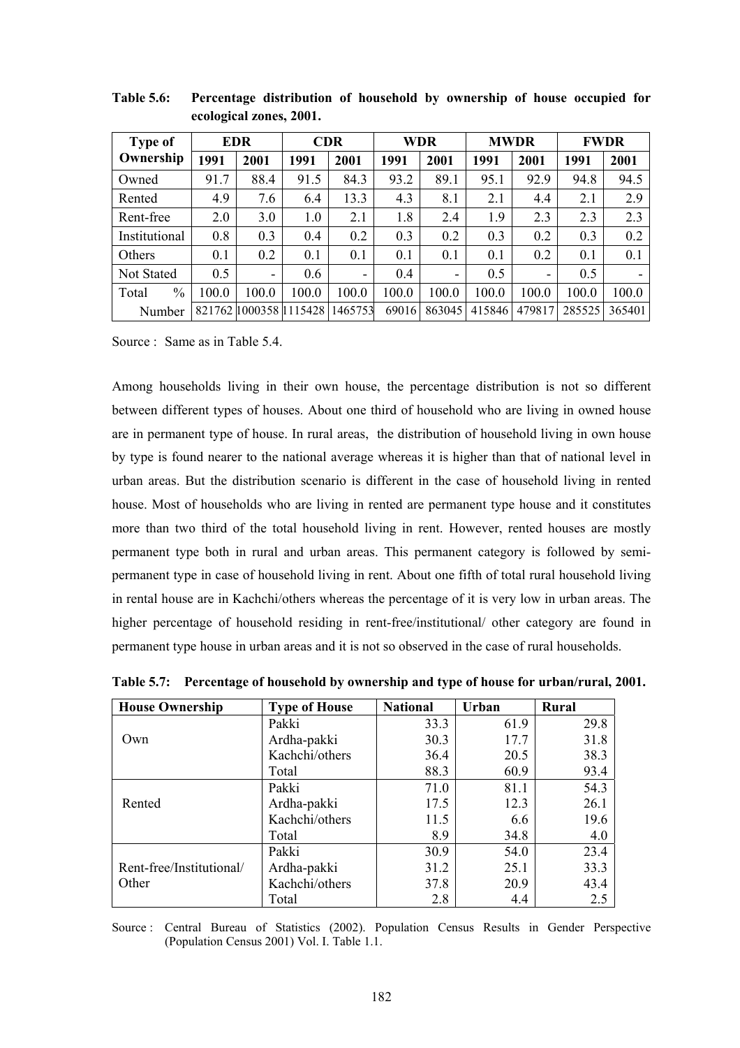**Table 5.6: Percentage distribution of household by ownership of house occupied for ecological zones, 2001.**

| Type of Ownership | EDR | | CDR | | WDR | | MWDR | | FWDR | |
|---|---|---|---|---|---|---|---|---|---|---|
| | 1991 | 2001 | 1991 | 2001 | 1991 | 2001 | 1991 | 2001 | 1991 | 2001 |
| Owned | 91.7 | 88.4 | 91.5 | 84.3 | 93.2 | 89.1 | 95.1 | 92.9 | 94.8 | 94.5 |
| Rented | 4.9 | 7.6 | 6.4 | 13.3 | 4.3 | 8.1 | 2.1 | 4.4 | 2.1 | 2.9 |
| Rent-free | 2.0 | 3.0 | 1.0 | 2.1 | 1.8 | 2.4 | 1.9 | 2.3 | 2.3 | 2.3 |
| Institutional | 0.8 | 0.3 | 0.4 | 0.2 | 0.3 | 0.2 | 0.3 | 0.2 | 0.3 | 0.2 |
| Others | 0.1 | 0.2 | 0.1 | 0.1 | 0.1 | 0.1 | 0.1 | 0.2 | 0.1 | 0.1 |
| Not Stated | 0.5 | - | 0.6 | - | 0.4 | - | 0.5 | - | 0.5 | - |
| Total % | 100.0 | 100.0 | 100.0 | 100.0 | 100.0 | 100.0 | 100.0 | 100.0 | 100.0 | 100.0 |
| Number | 821762 | 1000358 | 1115428 | 1465753 | 69016 | 863045 | 415846 | 479817 | 285525 | 365401 |

Source : Same as in Table 5.4.

Among households living in their own house, the percentage distribution is not so different between different types of houses. About one third of household who are living in owned house are in permanent type of house. In rural areas, the distribution of household living in own house by type is found nearer to the national average whereas it is higher than that of national level in urban areas. But the distribution scenario is different in the case of household living in rented house. Most of households who are living in rented are permanent type house and it constitutes more than two third of the total household living in rent. However, rented houses are mostly permanent type both in rural and urban areas. This permanent category is followed by semi-permanent type in case of household living in rent. About one fifth of total rural household living in rental house are in Kachchi/others whereas the percentage of it is very low in urban areas. The higher percentage of household residing in rent-free/institutional/ other category are found in permanent type house in urban areas and it is not so observed in the case of rural households.

**Table 5.7: Percentage of household by ownership and type of house for urban/rural, 2001.**

| House Ownership | Type of House | National | Urban | Rural |
|---|---|---|---|---|
| Own | Pakki | 33.3 | 61.9 | 29.8 |
| | Ardha-pakki | 30.3 | 17.7 | 31.8 |
| | Kachchi/others | 36.4 | 20.5 | 38.3 |
| | Total | 88.3 | 60.9 | 93.4 |
| Rented | Pakki | 71.0 | 81.1 | 54.3 |
| | Ardha-pakki | 17.5 | 12.3 | 26.1 |
| | Kachchi/others | 11.5 | 6.6 | 19.6 |
| | Total | 8.9 | 34.8 | 4.0 |
| Rent-free/Institutional/ Other | Pakki | 30.9 | 54.0 | 23.4 |
| | Ardha-pakki | 31.2 | 25.1 | 33.3 |
| | Kachchi/others | 37.8 | 20.9 | 43.4 |
| | Total | 2.8 | 4.4 | 2.5 |

Source : Central Bureau of Statistics (2002). Population Census Results in Gender Perspective (Population Census 2001) Vol. I. Table 1.1.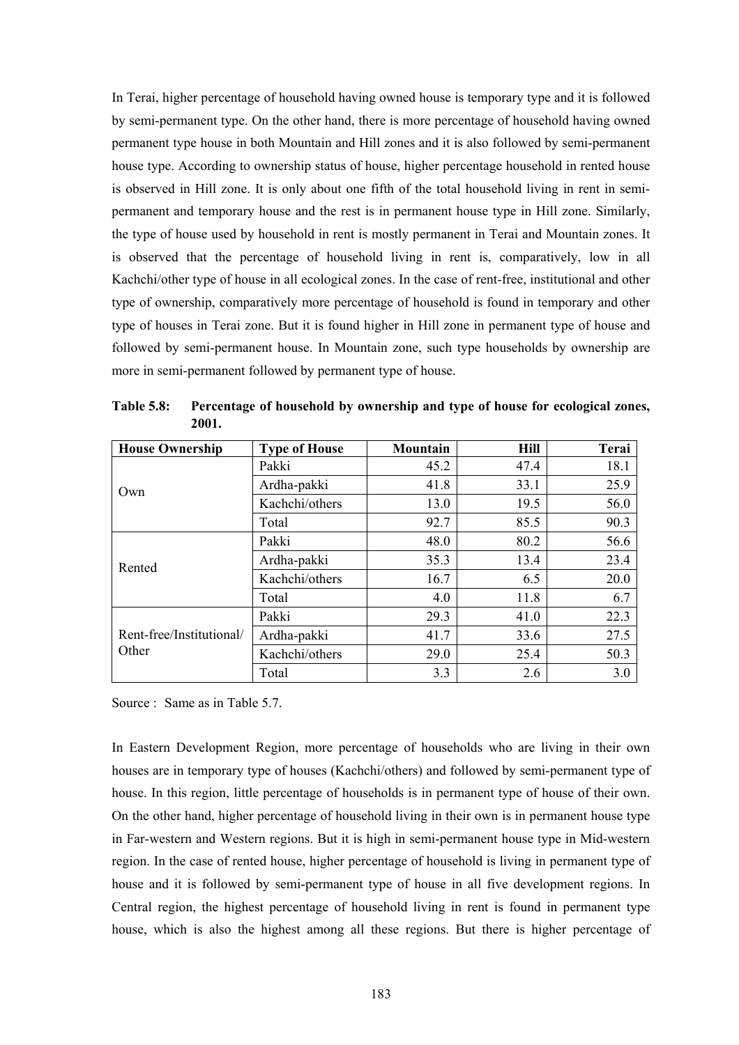In Terai, higher percentage of household having owned house is temporary type and it is followed by semi-permanent type. On the other hand, there is more percentage of household having owned permanent type house in both Mountain and Hill zones and it is also followed by semi-permanent house type. According to ownership status of house, higher percentage household in rented house is observed in Hill zone. It is only about one fifth of the total household living in rent in semi-permanent and temporary house and the rest is in permanent house type in Hill zone. Similarly, the type of house used by household in rent is mostly permanent in Terai and Mountain zones. It is observed that the percentage of household living in rent is, comparatively, low in all Kachchi/other type of house in all ecological zones. In the case of rent-free, institutional and other type of ownership, comparatively more percentage of household is found in temporary and other type of houses in Terai zone. But it is found higher in Hill zone in permanent type of house and followed by semi-permanent house. In Mountain zone, such type households by ownership are more in semi-permanent followed by permanent type of house.

**Table 5.8: Percentage of household by ownership and type of house for ecological zones, 2001.**

| House Ownership | Type of House | Mountain | Hill | Terai |
|---|---|---|---|---|
| Own | Pakki | 45.2 | 47.4 | 18.1 |
| | Ardha-pakki | 41.8 | 33.1 | 25.9 |
| | Kachchi/others | 13.0 | 19.5 | 56.0 |
| | Total | 92.7 | 85.5 | 90.3 |
| Rented | Pakki | 48.0 | 80.2 | 56.6 |
| | Ardha-pakki | 35.3 | 13.4 | 23.4 |
| | Kachchi/others | 16.7 | 6.5 | 20.0 |
| | Total | 4.0 | 11.8 | 6.7 |
| Rent-free/Institutional/ Other | Pakki | 29.3 | 41.0 | 22.3 |
| | Ardha-pakki | 41.7 | 33.6 | 27.5 |
| | Kachchi/others | 29.0 | 25.4 | 50.3 |
| | Total | 3.3 | 2.6 | 3.0 |

Source : Same as in Table 5.7.

In Eastern Development Region, more percentage of households who are living in their own houses are in temporary type of houses (Kachchi/others) and followed by semi-permanent type of house. In this region, little percentage of households is in permanent type of house of their own. On the other hand, higher percentage of household living in their own is in permanent house type in Far-western and Western regions. But it is high in semi-permanent house type in Mid-western region. In the case of rented house, higher percentage of household is living in permanent type of house and it is followed by semi-permanent type of house in all five development regions. In Central region, the highest percentage of household living in rent is found in permanent type house, which is also the highest among all these regions. But there is higher percentage of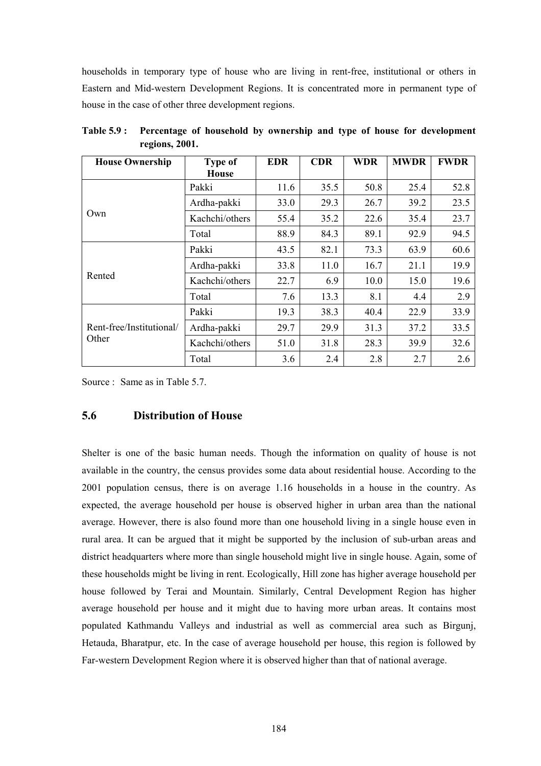households in temporary type of house who are living in rent-free, institutional or others in Eastern and Mid-western Development Regions. It is concentrated more in permanent type of house in the case of other three development regions.

**Table 5.9 : Percentage of household by ownership and type of house for development regions, 2001.**

| House Ownership | Type of House | EDR | CDR | WDR | MWDR | FWDR |
|---|---|---|---|---|---|---|
| Own | Pakki | 11.6 | 35.5 | 50.8 | 25.4 | 52.8 |
| | Ardha-pakki | 33.0 | 29.3 | 26.7 | 39.2 | 23.5 |
| | Kachchi/others | 55.4 | 35.2 | 22.6 | 35.4 | 23.7 |
| | Total | 88.9 | 84.3 | 89.1 | 92.9 | 94.5 |
| Rented | Pakki | 43.5 | 82.1 | 73.3 | 63.9 | 60.6 |
| | Ardha-pakki | 33.8 | 11.0 | 16.7 | 21.1 | 19.9 |
| | Kachchi/others | 22.7 | 6.9 | 10.0 | 15.0 | 19.6 |
| | Total | 7.6 | 13.3 | 8.1 | 4.4 | 2.9 |
| Rent-free/Institutional/ Other | Pakki | 19.3 | 38.3 | 40.4 | 22.9 | 33.9 |
| | Ardha-pakki | 29.7 | 29.9 | 31.3 | 37.2 | 33.5 |
| | Kachchi/others | 51.0 | 31.8 | 28.3 | 39.9 | 32.6 |
| | Total | 3.6 | 2.4 | 2.8 | 2.7 | 2.6 |

Source : Same as in Table 5.7.

## 5.6 Distribution of House

Shelter is one of the basic human needs. Though the information on quality of house is not available in the country, the census provides some data about residential house. According to the 2001 population census, there is on average 1.16 households in a house in the country. As expected, the average household per house is observed higher in urban area than the national average. However, there is also found more than one household living in a single house even in rural area. It can be argued that it might be supported by the inclusion of sub-urban areas and district headquarters where more than single household might live in single house. Again, some of these households might be living in rent. Ecologically, Hill zone has higher average household per house followed by Terai and Mountain. Similarly, Central Development Region has higher average household per house and it might due to having more urban areas. It contains most populated Kathmandu Valleys and industrial as well as commercial area such as Birgunj, Hetauda, Bharatpur, etc. In the case of average household per house, this region is followed by Far-western Development Region where it is observed higher than that of national average.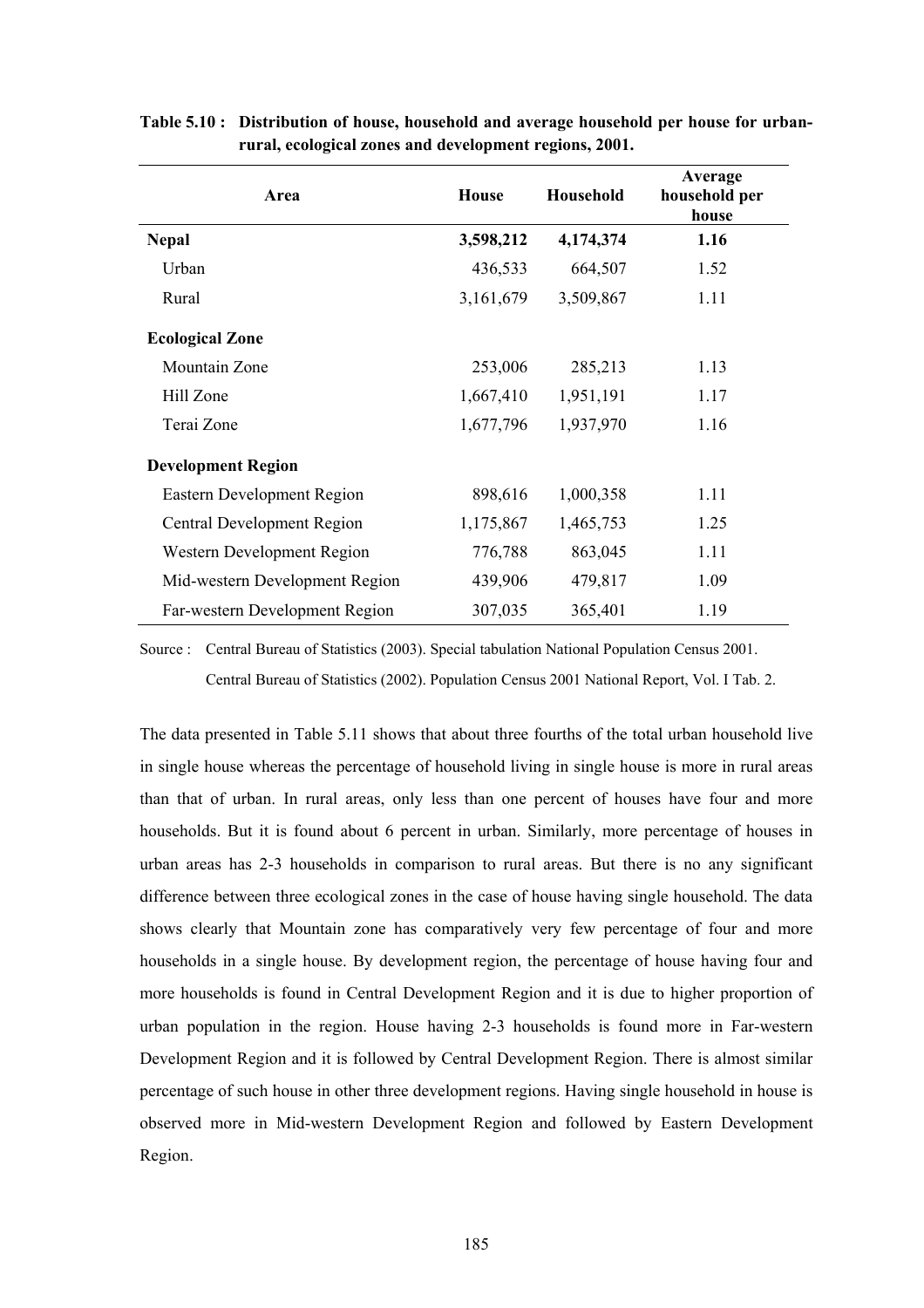**Table 5.10 : Distribution of house, household and average household per house for urban-rural, ecological zones and development regions, 2001.**

| Area | House | Household | Average household per house |
|---|---|---|---|
| **Nepal** | **3,598,212** | **4,174,374** | **1.16** |
| Urban | 436,533 | 664,507 | 1.52 |
| Rural | 3,161,679 | 3,509,867 | 1.11 |
| **Ecological Zone** | | | |
| Mountain Zone | 253,006 | 285,213 | 1.13 |
| Hill Zone | 1,667,410 | 1,951,191 | 1.17 |
| Terai Zone | 1,677,796 | 1,937,970 | 1.16 |
| **Development Region** | | | |
| Eastern Development Region | 898,616 | 1,000,358 | 1.11 |
| Central Development Region | 1,175,867 | 1,465,753 | 1.25 |
| Western Development Region | 776,788 | 863,045 | 1.11 |
| Mid-western Development Region | 439,906 | 479,817 | 1.09 |
| Far-western Development Region | 307,035 | 365,401 | 1.19 |

Source : Central Bureau of Statistics (2003). Special tabulation National Population Census 2001.
Central Bureau of Statistics (2002). Population Census 2001 National Report, Vol. I Tab. 2.

The data presented in Table 5.11 shows that about three fourths of the total urban household live in single house whereas the percentage of household living in single house is more in rural areas than that of urban. In rural areas, only less than one percent of houses have four and more households. But it is found about 6 percent in urban. Similarly, more percentage of houses in urban areas has 2-3 households in comparison to rural areas. But there is no any significant difference between three ecological zones in the case of house having single household. The data shows clearly that Mountain zone has comparatively very few percentage of four and more households in a single house. By development region, the percentage of house having four and more households is found in Central Development Region and it is due to higher proportion of urban population in the region. House having 2-3 households is found more in Far-western Development Region and it is followed by Central Development Region. There is almost similar percentage of such house in other three development regions. Having single household in house is observed more in Mid-western Development Region and followed by Eastern Development Region.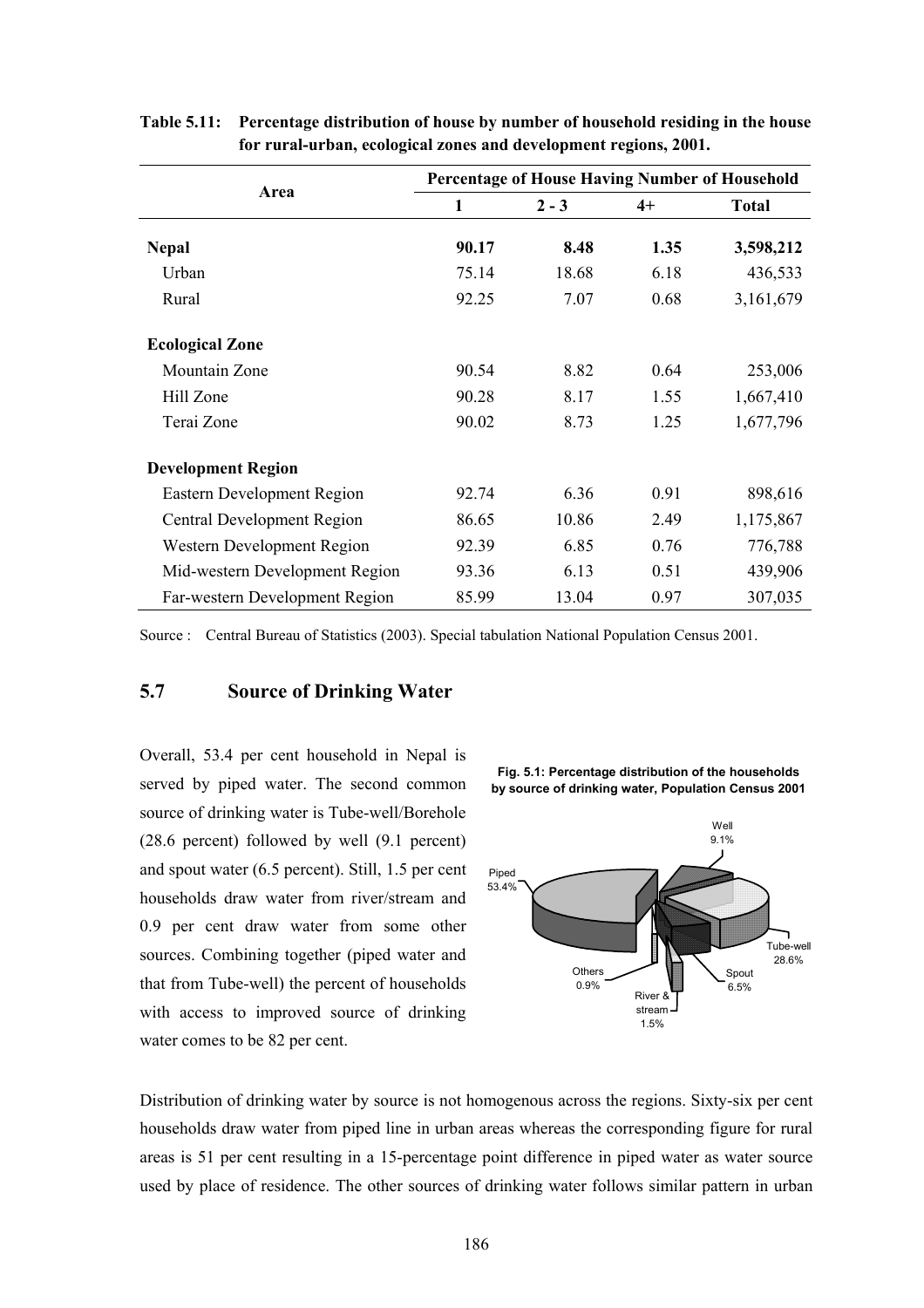**Table 5.11: Percentage distribution of house by number of household residing in the house for rural-urban, ecological zones and development regions, 2001.**

| Area | Percentage of House Having Number of Household | | | |
|---|---|---|---|---|
| | 1 | 2 - 3 | 4+ | Total |
| **Nepal** | **90.17** | **8.48** | **1.35** | **3,598,212** |
| Urban | 75.14 | 18.68 | 6.18 | 436,533 |
| Rural | 92.25 | 7.07 | 0.68 | 3,161,679 |
| **Ecological Zone** | | | | |
| Mountain Zone | 90.54 | 8.82 | 0.64 | 253,006 |
| Hill Zone | 90.28 | 8.17 | 1.55 | 1,667,410 |
| Terai Zone | 90.02 | 8.73 | 1.25 | 1,677,796 |
| **Development Region** | | | | |
| Eastern Development Region | 92.74 | 6.36 | 0.91 | 898,616 |
| Central Development Region | 86.65 | 10.86 | 2.49 | 1,175,867 |
| Western Development Region | 92.39 | 6.85 | 0.76 | 776,788 |
| Mid-western Development Region | 93.36 | 6.13 | 0.51 | 439,906 |
| Far-western Development Region | 85.99 | 13.04 | 0.97 | 307,035 |

Source : Central Bureau of Statistics (2003). Special tabulation National Population Census 2001.

## 5.7 Source of Drinking Water

Overall, 53.4 per cent household in Nepal is served by piped water. The second common source of drinking water is Tube-well/Borehole (28.6 percent) followed by well (9.1 percent) and spout water (6.5 percent). Still, 1.5 per cent households draw water from river/stream and 0.9 per cent draw water from some other sources. Combining together (piped water and that from Tube-well) the percent of households with access to improved source of drinking water comes to be 82 per cent.

**Fig. 5.1: Percentage distribution of the households by source of drinking water, Population Census 2001**

Well 9.1%, Piped 53.4%, Tube-well 28.6%, Spout 6.5%, River & stream 1.5%, Others 0.9%

Distribution of drinking water by source is not homogenous across the regions. Sixty-six per cent households draw water from piped line in urban areas whereas the corresponding figure for rural areas is 51 per cent resulting in a 15-percentage point difference in piped water as water source used by place of residence. The other sources of drinking water follows similar pattern in urban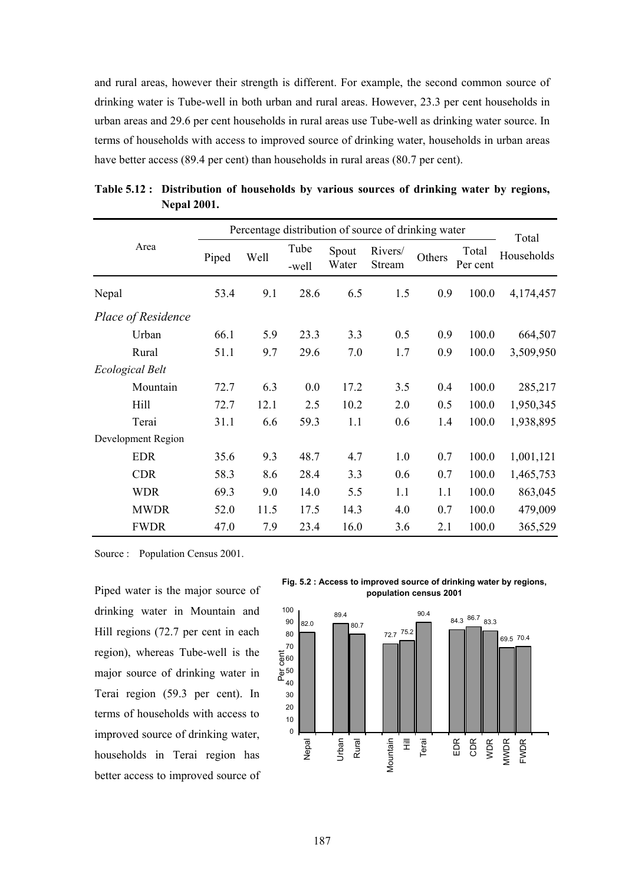and rural areas, however their strength is different. For example, the second common source of drinking water is Tube-well in both urban and rural areas. However, 23.3 per cent households in urban areas and 29.6 per cent households in rural areas use Tube-well as drinking water source. In terms of households with access to improved source of drinking water, households in urban areas have better access (89.4 per cent) than households in rural areas (80.7 per cent).

**Table 5.12 : Distribution of households by various sources of drinking water by regions, Nepal 2001.**

| Area | Percentage distribution of source of drinking water | | | | | | | Total Households |
|---|---|---|---|---|---|---|---|---|
| | Piped | Well | Tube -well | Spout Water | Rivers/ Stream | Others | Total Per cent | |
| Nepal | 53.4 | 9.1 | 28.6 | 6.5 | 1.5 | 0.9 | 100.0 | 4,174,457 |
| *Place of Residence* | | | | | | | | |
| Urban | 66.1 | 5.9 | 23.3 | 3.3 | 0.5 | 0.9 | 100.0 | 664,507 |
| Rural | 51.1 | 9.7 | 29.6 | 7.0 | 1.7 | 0.9 | 100.0 | 3,509,950 |
| *Ecological Belt* | | | | | | | | |
| Mountain | 72.7 | 6.3 | 0.0 | 17.2 | 3.5 | 0.4 | 100.0 | 285,217 |
| Hill | 72.7 | 12.1 | 2.5 | 10.2 | 2.0 | 0.5 | 100.0 | 1,950,345 |
| Terai | 31.1 | 6.6 | 59.3 | 1.1 | 0.6 | 1.4 | 100.0 | 1,938,895 |
| Development Region | | | | | | | | |
| EDR | 35.6 | 9.3 | 48.7 | 4.7 | 1.0 | 0.7 | 100.0 | 1,001,121 |
| CDR | 58.3 | 8.6 | 28.4 | 3.3 | 0.6 | 0.7 | 100.0 | 1,465,753 |
| WDR | 69.3 | 9.0 | 14.0 | 5.5 | 1.1 | 1.1 | 100.0 | 863,045 |
| MWDR | 52.0 | 11.5 | 17.5 | 14.3 | 4.0 | 0.7 | 100.0 | 479,009 |
| FWDR | 47.0 | 7.9 | 23.4 | 16.0 | 3.6 | 2.1 | 100.0 | 365,529 |

Source : Population Census 2001.

Piped water is the major source of drinking water in Mountain and Hill regions (72.7 per cent in each region), whereas Tube-well is the major source of drinking water in Terai region (59.3 per cent). In terms of households with access to improved source of drinking water, households in Terai region has better access to improved source of

**Fig. 5.2 : Access to improved source of drinking water by regions, population census 2001**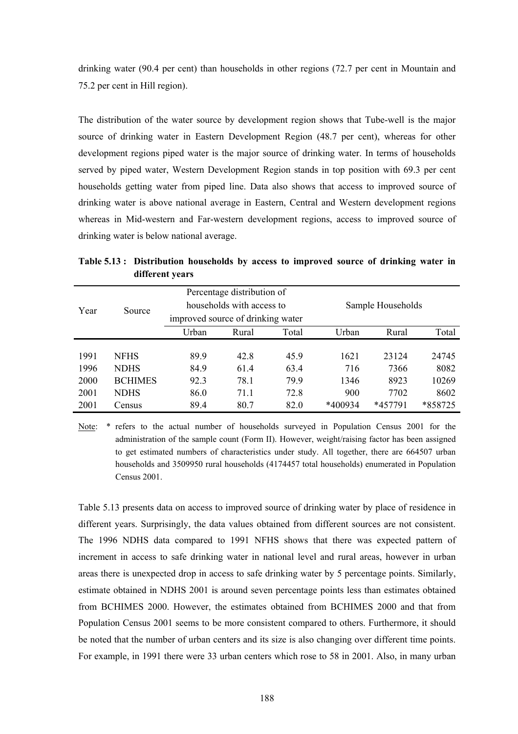drinking water (90.4 per cent) than households in other regions (72.7 per cent in Mountain and 75.2 per cent in Hill region).

The distribution of the water source by development region shows that Tube-well is the major source of drinking water in Eastern Development Region (48.7 per cent), whereas for other development regions piped water is the major source of drinking water. In terms of households served by piped water, Western Development Region stands in top position with 69.3 per cent households getting water from piped line. Data also shows that access to improved source of drinking water is above national average in Eastern, Central and Western development regions whereas in Mid-western and Far-western development regions, access to improved source of drinking water is below national average.

**Table 5.13 : Distribution households by access to improved source of drinking water in different years**

| Year | Source | Percentage distribution of households with access to improved source of drinking water | | | Sample Households | | |
|---|---|---|---|---|---|---|---|
| | | Urban | Rural | Total | Urban | Rural | Total |
| 1991 | NFHS | 89.9 | 42.8 | 45.9 | 1621 | 23124 | 24745 |
| 1996 | NDHS | 84.9 | 61.4 | 63.4 | 716 | 7366 | 8082 |
| 2000 | BCHIMES | 92.3 | 78.1 | 79.9 | 1346 | 8923 | 10269 |
| 2001 | NDHS | 86.0 | 71.1 | 72.8 | 900 | 7702 | 8602 |
| 2001 | Census | 89.4 | 80.7 | 82.0 | *400934 | *457791 | *858725 |

Note: * refers to the actual number of households surveyed in Population Census 2001 for the administration of the sample count (Form II). However, weight/raising factor has been assigned to get estimated numbers of characteristics under study. All together, there are 664507 urban households and 3509950 rural households (4174457 total households) enumerated in Population Census 2001.

Table 5.13 presents data on access to improved source of drinking water by place of residence in different years. Surprisingly, the data values obtained from different sources are not consistent. The 1996 NDHS data compared to 1991 NFHS shows that there was expected pattern of increment in access to safe drinking water in national level and rural areas, however in urban areas there is unexpected drop in access to safe drinking water by 5 percentage points. Similarly, estimate obtained in NDHS 2001 is around seven percentage points less than estimates obtained from BCHIMES 2000. However, the estimates obtained from BCHIMES 2000 and that from Population Census 2001 seems to be more consistent compared to others. Furthermore, it should be noted that the number of urban centers and its size is also changing over different time points. For example, in 1991 there were 33 urban centers which rose to 58 in 2001. Also, in many urban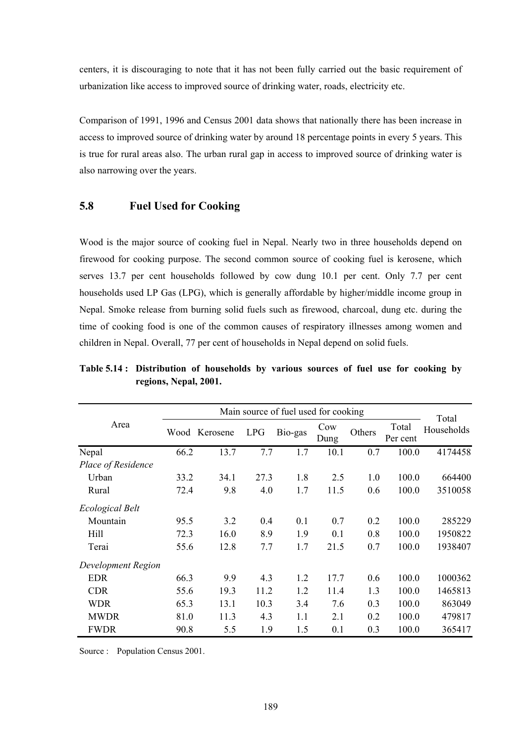centers, it is discouraging to note that it has not been fully carried out the basic requirement of urbanization like access to improved source of drinking water, roads, electricity etc.

Comparison of 1991, 1996 and Census 2001 data shows that nationally there has been increase in access to improved source of drinking water by around 18 percentage points in every 5 years. This is true for rural areas also. The urban rural gap in access to improved source of drinking water is also narrowing over the years.

## 5.8 Fuel Used for Cooking

Wood is the major source of cooking fuel in Nepal. Nearly two in three households depend on firewood for cooking purpose. The second common source of cooking fuel is kerosene, which serves 13.7 per cent households followed by cow dung 10.1 per cent. Only 7.7 per cent households used LP Gas (LPG), which is generally affordable by higher/middle income group in Nepal. Smoke release from burning solid fuels such as firewood, charcoal, dung etc. during the time of cooking food is one of the common causes of respiratory illnesses among women and children in Nepal. Overall, 77 per cent of households in Nepal depend on solid fuels.

**Table 5.14 : Distribution of households by various sources of fuel use for cooking by regions, Nepal, 2001.**

| Area | Main source of fuel used for cooking | | | | | | | Total Households |
|---|---|---|---|---|---|---|---|---|
| | Wood | Kerosene | LPG | Bio-gas | Cow Dung | Others | Total Per cent | |
| Nepal | 66.2 | 13.7 | 7.7 | 1.7 | 10.1 | 0.7 | 100.0 | 4174458 |
| *Place of Residence* | | | | | | | | |
| Urban | 33.2 | 34.1 | 27.3 | 1.8 | 2.5 | 1.0 | 100.0 | 664400 |
| Rural | 72.4 | 9.8 | 4.0 | 1.7 | 11.5 | 0.6 | 100.0 | 3510058 |
| *Ecological Belt* | | | | | | | | |
| Mountain | 95.5 | 3.2 | 0.4 | 0.1 | 0.7 | 0.2 | 100.0 | 285229 |
| Hill | 72.3 | 16.0 | 8.9 | 1.9 | 0.1 | 0.8 | 100.0 | 1950822 |
| Terai | 55.6 | 12.8 | 7.7 | 1.7 | 21.5 | 0.7 | 100.0 | 1938407 |
| *Development Region* | | | | | | | | |
| EDR | 66.3 | 9.9 | 4.3 | 1.2 | 17.7 | 0.6 | 100.0 | 1000362 |
| CDR | 55.6 | 19.3 | 11.2 | 1.2 | 11.4 | 1.3 | 100.0 | 1465813 |
| WDR | 65.3 | 13.1 | 10.3 | 3.4 | 7.6 | 0.3 | 100.0 | 863049 |
| MWDR | 81.0 | 11.3 | 4.3 | 1.1 | 2.1 | 0.2 | 100.0 | 479817 |
| FWDR | 90.8 | 5.5 | 1.9 | 1.5 | 0.1 | 0.3 | 100.0 | 365417 |

Source : Population Census 2001.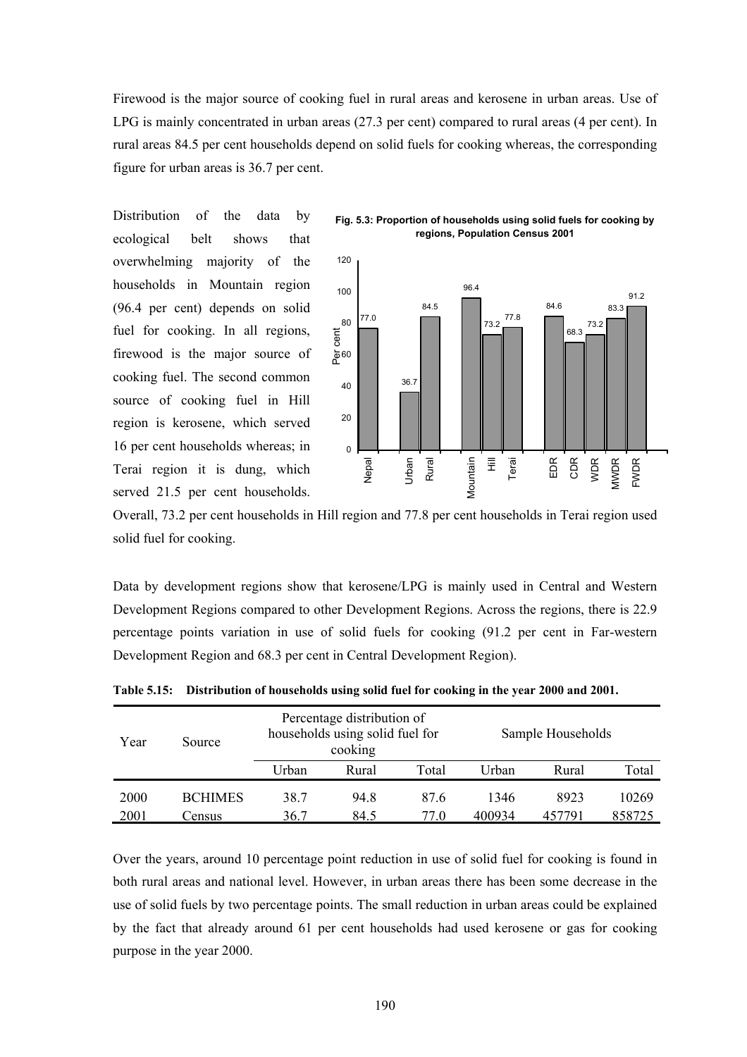Firewood is the major source of cooking fuel in rural areas and kerosene in urban areas. Use of LPG is mainly concentrated in urban areas (27.3 per cent) compared to rural areas (4 per cent). In rural areas 84.5 per cent households depend on solid fuels for cooking whereas, the corresponding figure for urban areas is 36.7 per cent.

Distribution of the data by ecological belt shows that overwhelming majority of the households in Mountain region (96.4 per cent) depends on solid fuel for cooking. In all regions, firewood is the major source of cooking fuel. The second common source of cooking fuel in Hill region is kerosene, which served 16 per cent households whereas; in Terai region it is dung, which served 21.5 per cent households. Overall, 73.2 per cent households in Hill region and 77.8 per cent households in Terai region used solid fuel for cooking.

**Fig. 5.3: Proportion of households using solid fuels for cooking by regions, Population Census 2001**

| Region | Per cent |
|---|---|
| Nepal | 77.0 |
| Urban | 36.7 |
| Rural | 84.5 |
| Mountain | 96.4 |
| Hill | 73.2 |
| Terai | 77.8 |
| EDR | 84.6 |
| CDR | 68.3 |
| WDR | 73.2 |
| MWDR | 83.3 |
| FWDR | 91.2 |

Data by development regions show that kerosene/LPG is mainly used in Central and Western Development Regions compared to other Development Regions. Across the regions, there is 22.9 percentage points variation in use of solid fuels for cooking (91.2 per cent in Far-western Development Region and 68.3 per cent in Central Development Region).

**Table 5.15: Distribution of households using solid fuel for cooking in the year 2000 and 2001.**

| Year | Source | Percentage distribution of households using solid fuel for cooking | | | Sample Households | | |
|---|---|---|---|---|---|---|---|
| | | Urban | Rural | Total | Urban | Rural | Total |
| 2000 | BCHIMES | 38.7 | 94.8 | 87.6 | 1346 | 8923 | 10269 |
| 2001 | Census | 36.7 | 84.5 | 77.0 | 400934 | 457791 | 858725 |

Over the years, around 10 percentage point reduction in use of solid fuel for cooking is found in both rural areas and national level. However, in urban areas there has been some decrease in the use of solid fuels by two percentage points. The small reduction in urban areas could be explained by the fact that already around 61 per cent households had used kerosene or gas for cooking purpose in the year 2000.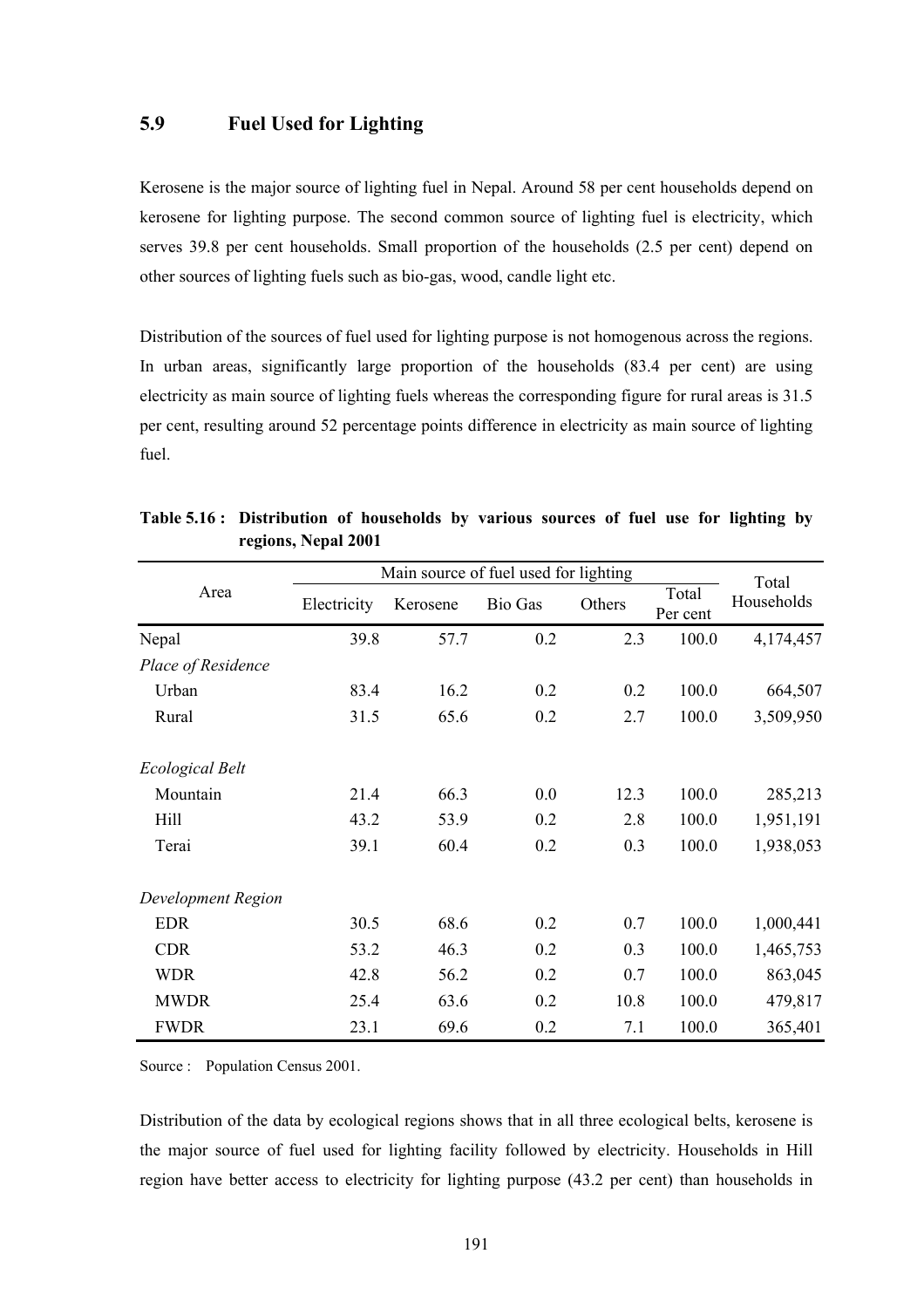## 5.9 Fuel Used for Lighting

Kerosene is the major source of lighting fuel in Nepal. Around 58 per cent households depend on kerosene for lighting purpose. The second common source of lighting fuel is electricity, which serves 39.8 per cent households. Small proportion of the households (2.5 per cent) depend on other sources of lighting fuels such as bio-gas, wood, candle light etc.

Distribution of the sources of fuel used for lighting purpose is not homogenous across the regions. In urban areas, significantly large proportion of the households (83.4 per cent) are using electricity as main source of lighting fuels whereas the corresponding figure for rural areas is 31.5 per cent, resulting around 52 percentage points difference in electricity as main source of lighting fuel.

**Table 5.16 : Distribution of households by various sources of fuel use for lighting by regions, Nepal 2001**

| Area | Main source of fuel used for lighting | | | | | Total Households |
|---|---|---|---|---|---|---|
| | Electricity | Kerosene | Bio Gas | Others | Total Per cent | |
| Nepal | 39.8 | 57.7 | 0.2 | 2.3 | 100.0 | 4,174,457 |
| *Place of Residence* | | | | | | |
| Urban | 83.4 | 16.2 | 0.2 | 0.2 | 100.0 | 664,507 |
| Rural | 31.5 | 65.6 | 0.2 | 2.7 | 100.0 | 3,509,950 |
| *Ecological Belt* | | | | | | |
| Mountain | 21.4 | 66.3 | 0.0 | 12.3 | 100.0 | 285,213 |
| Hill | 43.2 | 53.9 | 0.2 | 2.8 | 100.0 | 1,951,191 |
| Terai | 39.1 | 60.4 | 0.2 | 0.3 | 100.0 | 1,938,053 |
| *Development Region* | | | | | | |
| EDR | 30.5 | 68.6 | 0.2 | 0.7 | 100.0 | 1,000,441 |
| CDR | 53.2 | 46.3 | 0.2 | 0.3 | 100.0 | 1,465,753 |
| WDR | 42.8 | 56.2 | 0.2 | 0.7 | 100.0 | 863,045 |
| MWDR | 25.4 | 63.6 | 0.2 | 10.8 | 100.0 | 479,817 |
| FWDR | 23.1 | 69.6 | 0.2 | 7.1 | 100.0 | 365,401 |

Source : Population Census 2001.

Distribution of the data by ecological regions shows that in all three ecological belts, kerosene is the major source of fuel used for lighting facility followed by electricity. Households in Hill region have better access to electricity for lighting purpose (43.2 per cent) than households in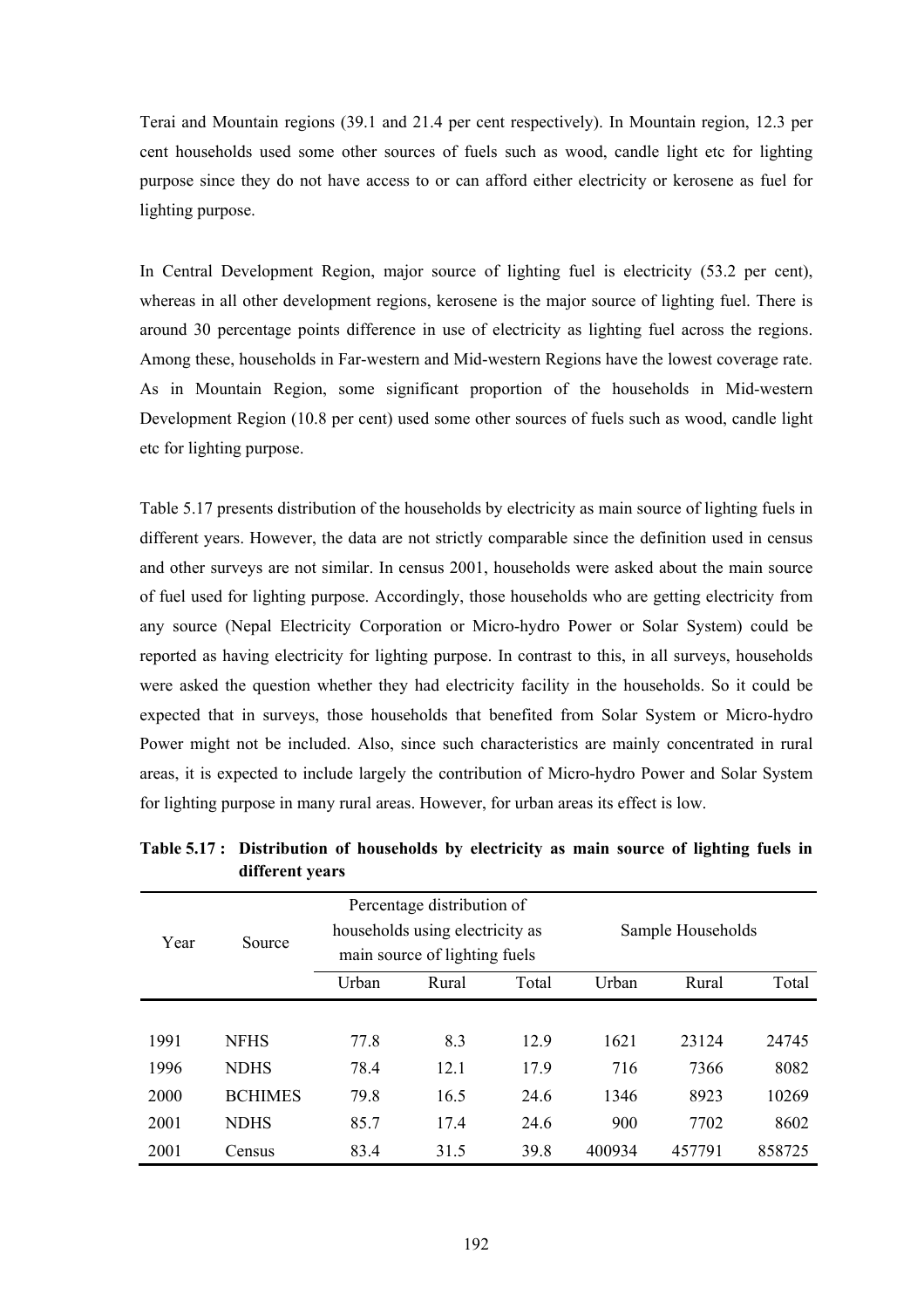Terai and Mountain regions (39.1 and 21.4 per cent respectively). In Mountain region, 12.3 per cent households used some other sources of fuels such as wood, candle light etc for lighting purpose since they do not have access to or can afford either electricity or kerosene as fuel for lighting purpose.

In Central Development Region, major source of lighting fuel is electricity (53.2 per cent), whereas in all other development regions, kerosene is the major source of lighting fuel. There is around 30 percentage points difference in use of electricity as lighting fuel across the regions. Among these, households in Far-western and Mid-western Regions have the lowest coverage rate. As in Mountain Region, some significant proportion of the households in Mid-western Development Region (10.8 per cent) used some other sources of fuels such as wood, candle light etc for lighting purpose.

Table 5.17 presents distribution of the households by electricity as main source of lighting fuels in different years. However, the data are not strictly comparable since the definition used in census and other surveys are not similar. In census 2001, households were asked about the main source of fuel used for lighting purpose. Accordingly, those households who are getting electricity from any source (Nepal Electricity Corporation or Micro-hydro Power or Solar System) could be reported as having electricity for lighting purpose. In contrast to this, in all surveys, households were asked the question whether they had electricity facility in the households. So it could be expected that in surveys, those households that benefited from Solar System or Micro-hydro Power might not be included. Also, since such characteristics are mainly concentrated in rural areas, it is expected to include largely the contribution of Micro-hydro Power and Solar System for lighting purpose in many rural areas. However, for urban areas its effect is low.

**Table 5.17 : Distribution of households by electricity as main source of lighting fuels in different years**

| Year | Source | Percentage distribution of households using electricity as main source of lighting fuels | | | Sample Households | | |
|---|---|---|---|---|---|---|---|
| | | Urban | Rural | Total | Urban | Rural | Total |
| 1991 | NFHS | 77.8 | 8.3 | 12.9 | 1621 | 23124 | 24745 |
| 1996 | NDHS | 78.4 | 12.1 | 17.9 | 716 | 7366 | 8082 |
| 2000 | BCHIMES | 79.8 | 16.5 | 24.6 | 1346 | 8923 | 10269 |
| 2001 | NDHS | 85.7 | 17.4 | 24.6 | 900 | 7702 | 8602 |
| 2001 | Census | 83.4 | 31.5 | 39.8 | 400934 | 457791 | 858725 |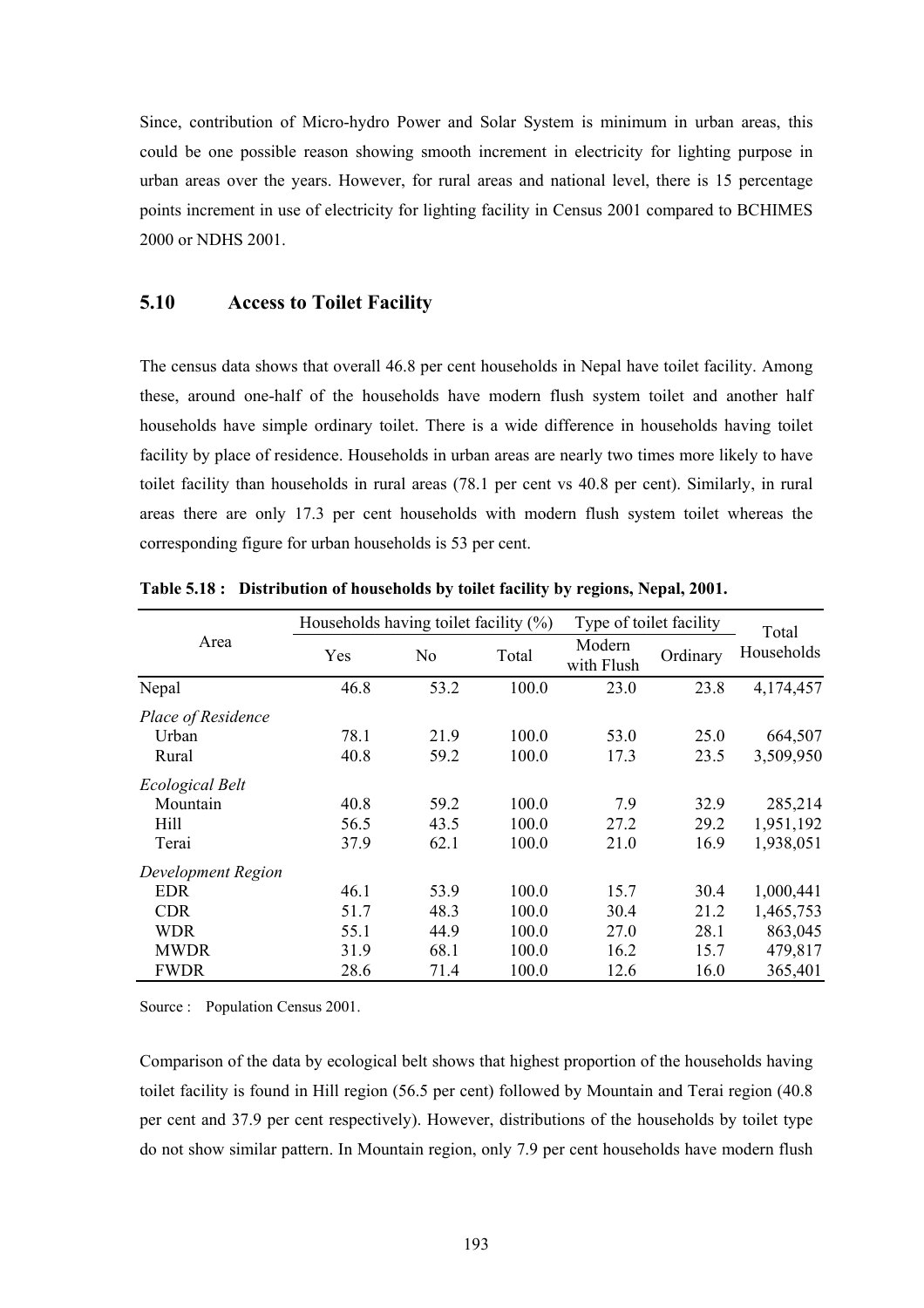Since, contribution of Micro-hydro Power and Solar System is minimum in urban areas, this could be one possible reason showing smooth increment in electricity for lighting purpose in urban areas over the years. However, for rural areas and national level, there is 15 percentage points increment in use of electricity for lighting facility in Census 2001 compared to BCHIMES 2000 or NDHS 2001.

## 5.10 Access to Toilet Facility

The census data shows that overall 46.8 per cent households in Nepal have toilet facility. Among these, around one-half of the households have modern flush system toilet and another half households have simple ordinary toilet. There is a wide difference in households having toilet facility by place of residence. Households in urban areas are nearly two times more likely to have toilet facility than households in rural areas (78.1 per cent vs 40.8 per cent). Similarly, in rural areas there are only 17.3 per cent households with modern flush system toilet whereas the corresponding figure for urban households is 53 per cent.

**Table 5.18 : Distribution of households by toilet facility by regions, Nepal, 2001.**

| Area | Households having toilet facility (%) | | | Type of toilet facility | | Total Households |
|---|---|---|---|---|---|---|
| | Yes | No | Total | Modern with Flush | Ordinary | |
| Nepal | 46.8 | 53.2 | 100.0 | 23.0 | 23.8 | 4,174,457 |
| *Place of Residence* | | | | | | |
| Urban | 78.1 | 21.9 | 100.0 | 53.0 | 25.0 | 664,507 |
| Rural | 40.8 | 59.2 | 100.0 | 17.3 | 23.5 | 3,509,950 |
| *Ecological Belt* | | | | | | |
| Mountain | 40.8 | 59.2 | 100.0 | 7.9 | 32.9 | 285,214 |
| Hill | 56.5 | 43.5 | 100.0 | 27.2 | 29.2 | 1,951,192 |
| Terai | 37.9 | 62.1 | 100.0 | 21.0 | 16.9 | 1,938,051 |
| *Development Region* | | | | | | |
| EDR | 46.1 | 53.9 | 100.0 | 15.7 | 30.4 | 1,000,441 |
| CDR | 51.7 | 48.3 | 100.0 | 30.4 | 21.2 | 1,465,753 |
| WDR | 55.1 | 44.9 | 100.0 | 27.0 | 28.1 | 863,045 |
| MWDR | 31.9 | 68.1 | 100.0 | 16.2 | 15.7 | 479,817 |
| FWDR | 28.6 | 71.4 | 100.0 | 12.6 | 16.0 | 365,401 |

Source : Population Census 2001.

Comparison of the data by ecological belt shows that highest proportion of the households having toilet facility is found in Hill region (56.5 per cent) followed by Mountain and Terai region (40.8 per cent and 37.9 per cent respectively). However, distributions of the households by toilet type do not show similar pattern. In Mountain region, only 7.9 per cent households have modern flush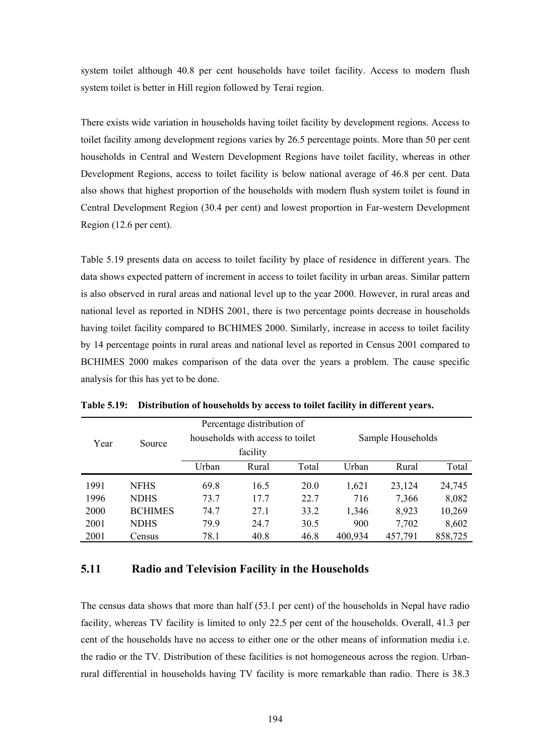system toilet although 40.8 per cent households have toilet facility. Access to modern flush system toilet is better in Hill region followed by Terai region.

There exists wide variation in households having toilet facility by development regions. Access to toilet facility among development regions varies by 26.5 percentage points. More than 50 per cent households in Central and Western Development Regions have toilet facility, whereas in other Development Regions, access to toilet facility is below national average of 46.8 per cent. Data also shows that highest proportion of the households with modern flush system toilet is found in Central Development Region (30.4 per cent) and lowest proportion in Far-western Development Region (12.6 per cent).

Table 5.19 presents data on access to toilet facility by place of residence in different years. The data shows expected pattern of increment in access to toilet facility in urban areas. Similar pattern is also observed in rural areas and national level up to the year 2000. However, in rural areas and national level as reported in NDHS 2001, there is two percentage points decrease in households having toilet facility compared to BCHIMES 2000. Similarly, increase in access to toilet facility by 14 percentage points in rural areas and national level as reported in Census 2001 compared to BCHIMES 2000 makes comparison of the data over the years a problem. The cause specific analysis for this has yet to be done.

**Table 5.19: Distribution of households by access to toilet facility in different years.**

| Year | Source | Percentage distribution of households with access to toilet facility | | | Sample Households | | |
|---|---|---|---|---|---|---|---|
| | | Urban | Rural | Total | Urban | Rural | Total |
| 1991 | NFHS | 69.8 | 16.5 | 20.0 | 1,621 | 23,124 | 24,745 |
| 1996 | NDHS | 73.7 | 17.7 | 22.7 | 716 | 7,366 | 8,082 |
| 2000 | BCHIMES | 74.7 | 27.1 | 33.2 | 1,346 | 8,923 | 10,269 |
| 2001 | NDHS | 79.9 | 24.7 | 30.5 | 900 | 7,702 | 8,602 |
| 2001 | Census | 78.1 | 40.8 | 46.8 | 400,934 | 457,791 | 858,725 |

## 5.11 Radio and Television Facility in the Households

The census data shows that more than half (53.1 per cent) of the households in Nepal have radio facility, whereas TV facility is limited to only 22.5 per cent of the households. Overall, 41.3 per cent of the households have no access to either one or the other means of information media i.e. the radio or the TV. Distribution of these facilities is not homogeneous across the region. Urban-rural differential in households having TV facility is more remarkable than radio. There is 38.3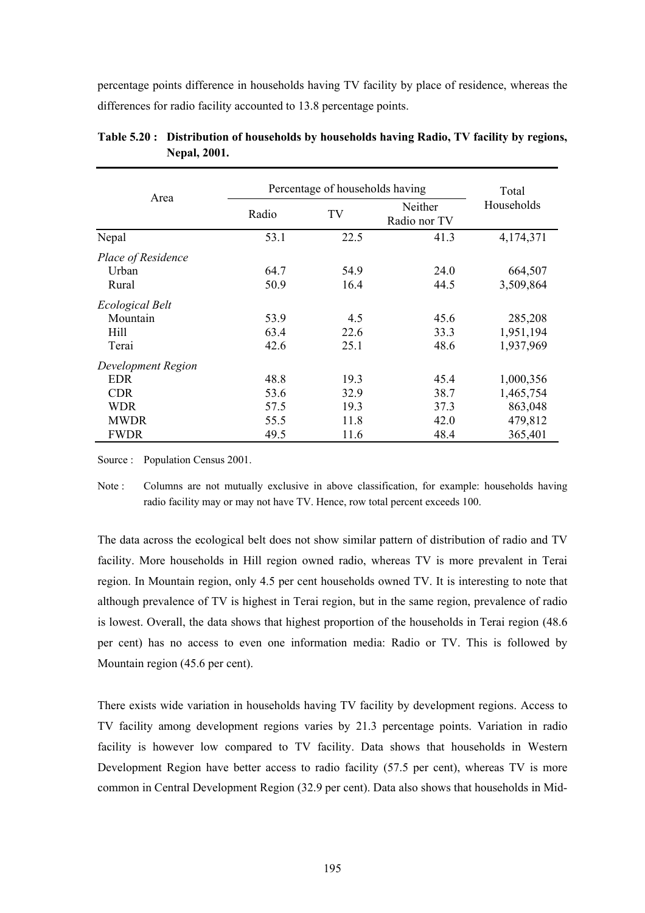percentage points difference in households having TV facility by place of residence, whereas the differences for radio facility accounted to 13.8 percentage points.

**Table 5.20 : Distribution of households by households having Radio, TV facility by regions, Nepal, 2001.**

| Area | Percentage of households having | | | Total Households |
|---|---|---|---|---|
| | Radio | TV | Neither Radio nor TV | |
| Nepal | 53.1 | 22.5 | 41.3 | 4,174,371 |
| *Place of Residence* | | | | |
| Urban | 64.7 | 54.9 | 24.0 | 664,507 |
| Rural | 50.9 | 16.4 | 44.5 | 3,509,864 |
| *Ecological Belt* | | | | |
| Mountain | 53.9 | 4.5 | 45.6 | 285,208 |
| Hill | 63.4 | 22.6 | 33.3 | 1,951,194 |
| Terai | 42.6 | 25.1 | 48.6 | 1,937,969 |
| *Development Region* | | | | |
| EDR | 48.8 | 19.3 | 45.4 | 1,000,356 |
| CDR | 53.6 | 32.9 | 38.7 | 1,465,754 |
| WDR | 57.5 | 19.3 | 37.3 | 863,048 |
| MWDR | 55.5 | 11.8 | 42.0 | 479,812 |
| FWDR | 49.5 | 11.6 | 48.4 | 365,401 |

Source : Population Census 2001.

Note : Columns are not mutually exclusive in above classification, for example: households having radio facility may or may not have TV. Hence, row total percent exceeds 100.

The data across the ecological belt does not show similar pattern of distribution of radio and TV facility. More households in Hill region owned radio, whereas TV is more prevalent in Terai region. In Mountain region, only 4.5 per cent households owned TV. It is interesting to note that although prevalence of TV is highest in Terai region, but in the same region, prevalence of radio is lowest. Overall, the data shows that highest proportion of the households in Terai region (48.6 per cent) has no access to even one information media: Radio or TV. This is followed by Mountain region (45.6 per cent).

There exists wide variation in households having TV facility by development regions. Access to TV facility among development regions varies by 21.3 percentage points. Variation in radio facility is however low compared to TV facility. Data shows that households in Western Development Region have better access to radio facility (57.5 per cent), whereas TV is more common in Central Development Region (32.9 per cent). Data also shows that households in Mid-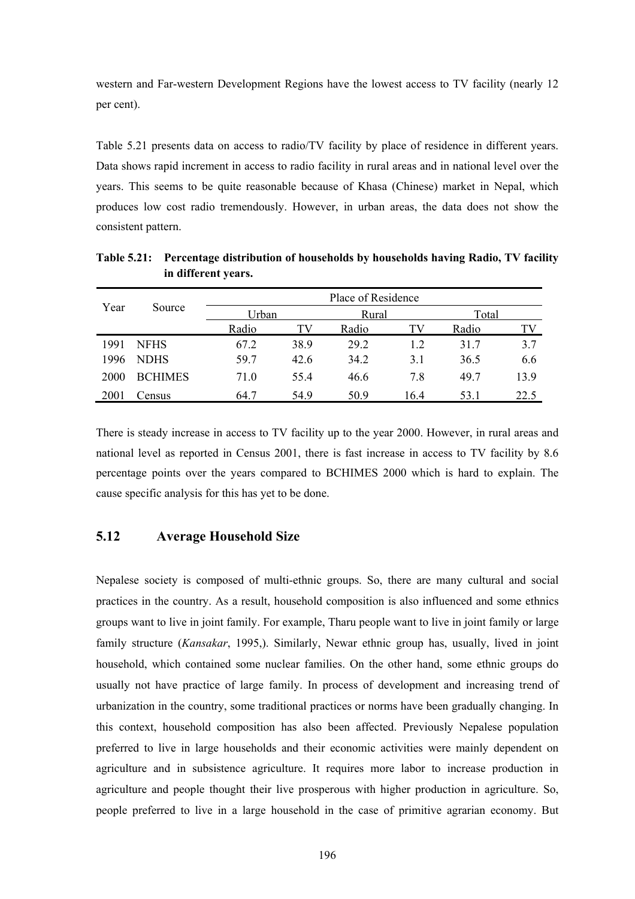western and Far-western Development Regions have the lowest access to TV facility (nearly 12 per cent).

Table 5.21 presents data on access to radio/TV facility by place of residence in different years. Data shows rapid increment in access to radio facility in rural areas and in national level over the years. This seems to be quite reasonable because of Khasa (Chinese) market in Nepal, which produces low cost radio tremendously. However, in urban areas, the data does not show the consistent pattern.

**Table 5.21: Percentage distribution of households by households having Radio, TV facility in different years.**

| Year | Source | Place of Residence | | | | | |
|---|---|---|---|---|---|---|---|
| | | Urban | | Rural | | Total | |
| | | Radio | TV | Radio | TV | Radio | TV |
| 1991 | NFHS | 67.2 | 38.9 | 29.2 | 1.2 | 31.7 | 3.7 |
| 1996 | NDHS | 59.7 | 42.6 | 34.2 | 3.1 | 36.5 | 6.6 |
| 2000 | BCHIMES | 71.0 | 55.4 | 46.6 | 7.8 | 49.7 | 13.9 |
| 2001 | Census | 64.7 | 54.9 | 50.9 | 16.4 | 53.1 | 22.5 |

There is steady increase in access to TV facility up to the year 2000. However, in rural areas and national level as reported in Census 2001, there is fast increase in access to TV facility by 8.6 percentage points over the years compared to BCHIMES 2000 which is hard to explain. The cause specific analysis for this has yet to be done.

## 5.12 Average Household Size

Nepalese society is composed of multi-ethnic groups. So, there are many cultural and social practices in the country. As a result, household composition is also influenced and some ethnics groups want to live in joint family. For example, Tharu people want to live in joint family or large family structure (*Kansakar*, 1995,). Similarly, Newar ethnic group has, usually, lived in joint household, which contained some nuclear families. On the other hand, some ethnic groups do usually not have practice of large family. In process of development and increasing trend of urbanization in the country, some traditional practices or norms have been gradually changing. In this context, household composition has also been affected. Previously Nepalese population preferred to live in large households and their economic activities were mainly dependent on agriculture and in subsistence agriculture. It requires more labor to increase production in agriculture and people thought their live prosperous with higher production in agriculture. So, people preferred to live in a large household in the case of primitive agrarian economy. But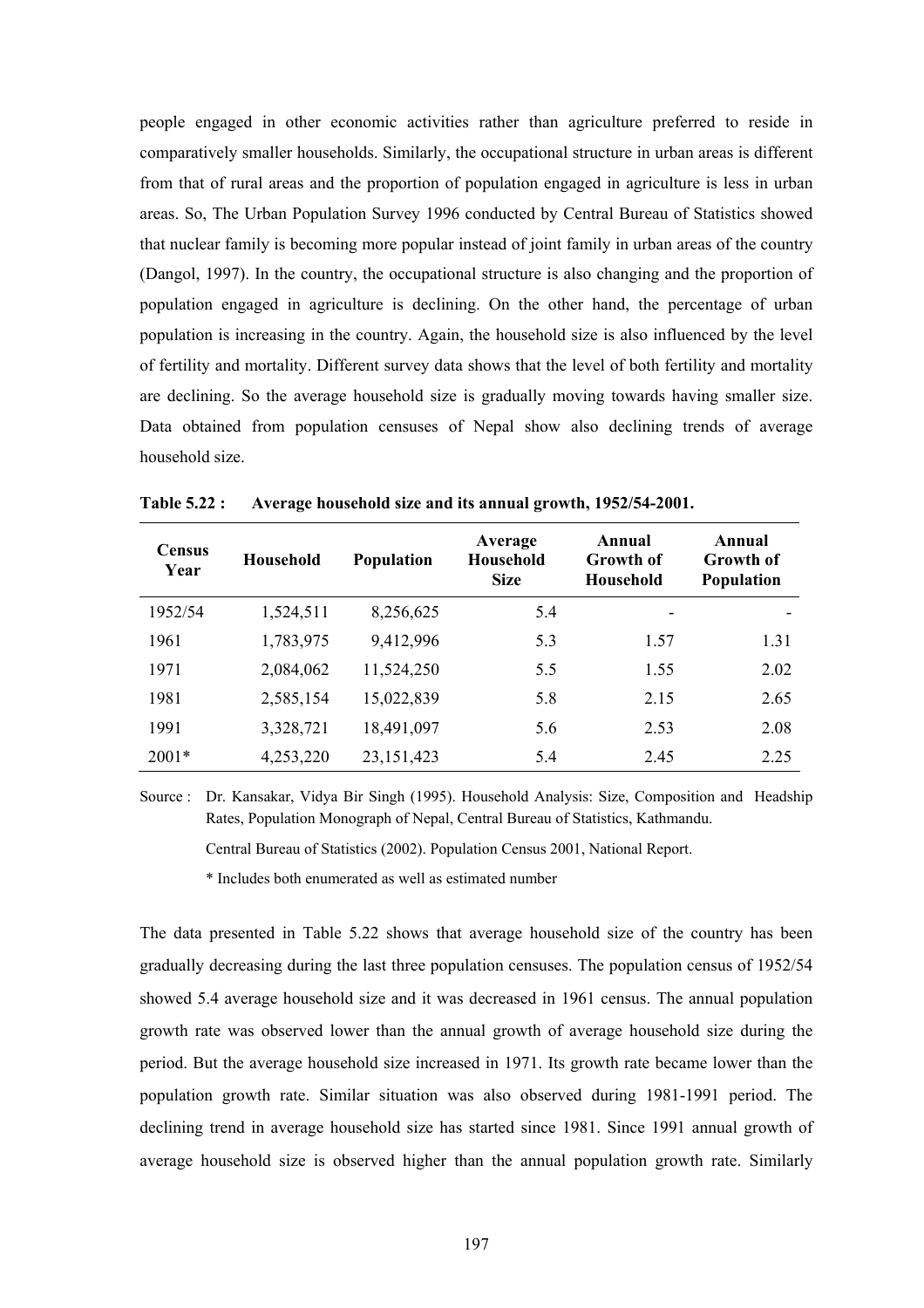people engaged in other economic activities rather than agriculture preferred to reside in comparatively smaller households. Similarly, the occupational structure in urban areas is different from that of rural areas and the proportion of population engaged in agriculture is less in urban areas. So, The Urban Population Survey 1996 conducted by Central Bureau of Statistics showed that nuclear family is becoming more popular instead of joint family in urban areas of the country (Dangol, 1997). In the country, the occupational structure is also changing and the proportion of population engaged in agriculture is declining. On the other hand, the percentage of urban population is increasing in the country. Again, the household size is also influenced by the level of fertility and mortality. Different survey data shows that the level of both fertility and mortality are declining. So the average household size is gradually moving towards having smaller size. Data obtained from population censuses of Nepal show also declining trends of average household size.

**Table 5.22 : Average household size and its annual growth, 1952/54-2001.**

| Census Year | Household | Population | Average Household Size | Annual Growth of Household | Annual Growth of Population |
|---|---|---|---|---|---|
| 1952/54 | 1,524,511 | 8,256,625 | 5.4 | - | - |
| 1961 | 1,783,975 | 9,412,996 | 5.3 | 1.57 | 1.31 |
| 1971 | 2,084,062 | 11,524,250 | 5.5 | 1.55 | 2.02 |
| 1981 | 2,585,154 | 15,022,839 | 5.8 | 2.15 | 2.65 |
| 1991 | 3,328,721 | 18,491,097 | 5.6 | 2.53 | 2.08 |
| 2001* | 4,253,220 | 23,151,423 | 5.4 | 2.45 | 2.25 |

Source : Dr. Kansakar, Vidya Bir Singh (1995). Household Analysis: Size, Composition and Headship Rates, Population Monograph of Nepal, Central Bureau of Statistics, Kathmandu.

Central Bureau of Statistics (2002). Population Census 2001, National Report.

* Includes both enumerated as well as estimated number

The data presented in Table 5.22 shows that average household size of the country has been gradually decreasing during the last three population censuses. The population census of 1952/54 showed 5.4 average household size and it was decreased in 1961 census. The annual population growth rate was observed lower than the annual growth of average household size during the period. But the average household size increased in 1971. Its growth rate became lower than the population growth rate. Similar situation was also observed during 1981-1991 period. The declining trend in average household size has started since 1981. Since 1991 annual growth of average household size is observed higher than the annual population growth rate. Similarly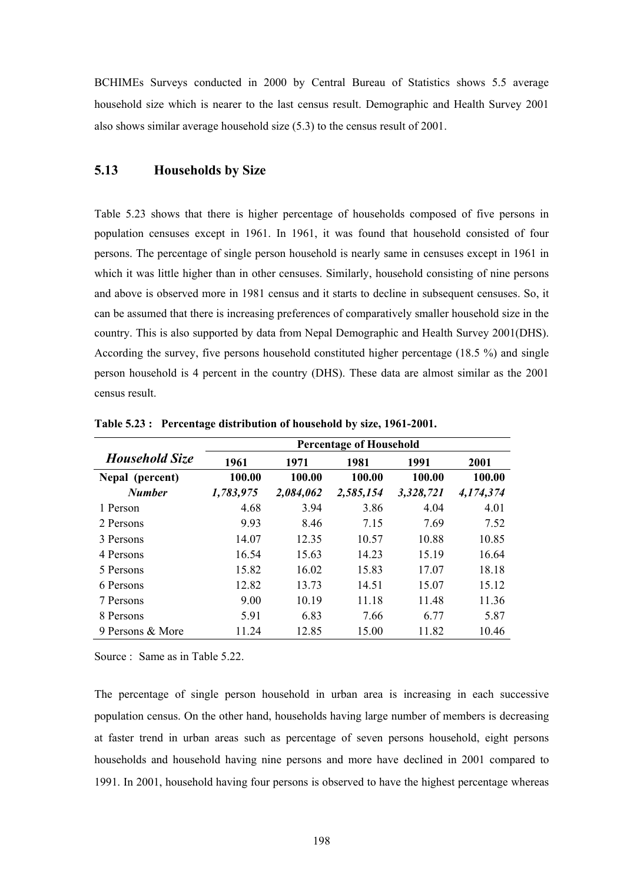BCHIMEs Surveys conducted in 2000 by Central Bureau of Statistics shows 5.5 average household size which is nearer to the last census result. Demographic and Health Survey 2001 also shows similar average household size (5.3) to the census result of 2001.

## 5.13 Households by Size

Table 5.23 shows that there is higher percentage of households composed of five persons in population censuses except in 1961. In 1961, it was found that household consisted of four persons. The percentage of single person household is nearly same in censuses except in 1961 in which it was little higher than in other censuses. Similarly, household consisting of nine persons and above is observed more in 1981 census and it starts to decline in subsequent censuses. So, it can be assumed that there is increasing preferences of comparatively smaller household size in the country. This is also supported by data from Nepal Demographic and Health Survey 2001(DHS). According the survey, five persons household constituted higher percentage (18.5 %) and single person household is 4 percent in the country (DHS). These data are almost similar as the 2001 census result.

**Table 5.23 : Percentage distribution of household by size, 1961-2001.**

| *Household Size* | Percentage of Household | | | | |
|---|---|---|---|---|---|
| | 1961 | 1971 | 1981 | 1991 | 2001 |
| **Nepal (percent)** | **100.00** | **100.00** | **100.00** | **100.00** | **100.00** |
| ***Number*** | *1,783,975* | *2,084,062* | *2,585,154* | *3,328,721* | *4,174,374* |
| 1 Person | 4.68 | 3.94 | 3.86 | 4.04 | 4.01 |
| 2 Persons | 9.93 | 8.46 | 7.15 | 7.69 | 7.52 |
| 3 Persons | 14.07 | 12.35 | 10.57 | 10.88 | 10.85 |
| 4 Persons | 16.54 | 15.63 | 14.23 | 15.19 | 16.64 |
| 5 Persons | 15.82 | 16.02 | 15.83 | 17.07 | 18.18 |
| 6 Persons | 12.82 | 13.73 | 14.51 | 15.07 | 15.12 |
| 7 Persons | 9.00 | 10.19 | 11.18 | 11.48 | 11.36 |
| 8 Persons | 5.91 | 6.83 | 7.66 | 6.77 | 5.87 |
| 9 Persons & More | 11.24 | 12.85 | 15.00 | 11.82 | 10.46 |

Source : Same as in Table 5.22.

The percentage of single person household in urban area is increasing in each successive population census. On the other hand, households having large number of members is decreasing at faster trend in urban areas such as percentage of seven persons household, eight persons households and household having nine persons and more have declined in 2001 compared to 1991. In 2001, household having four persons is observed to have the highest percentage whereas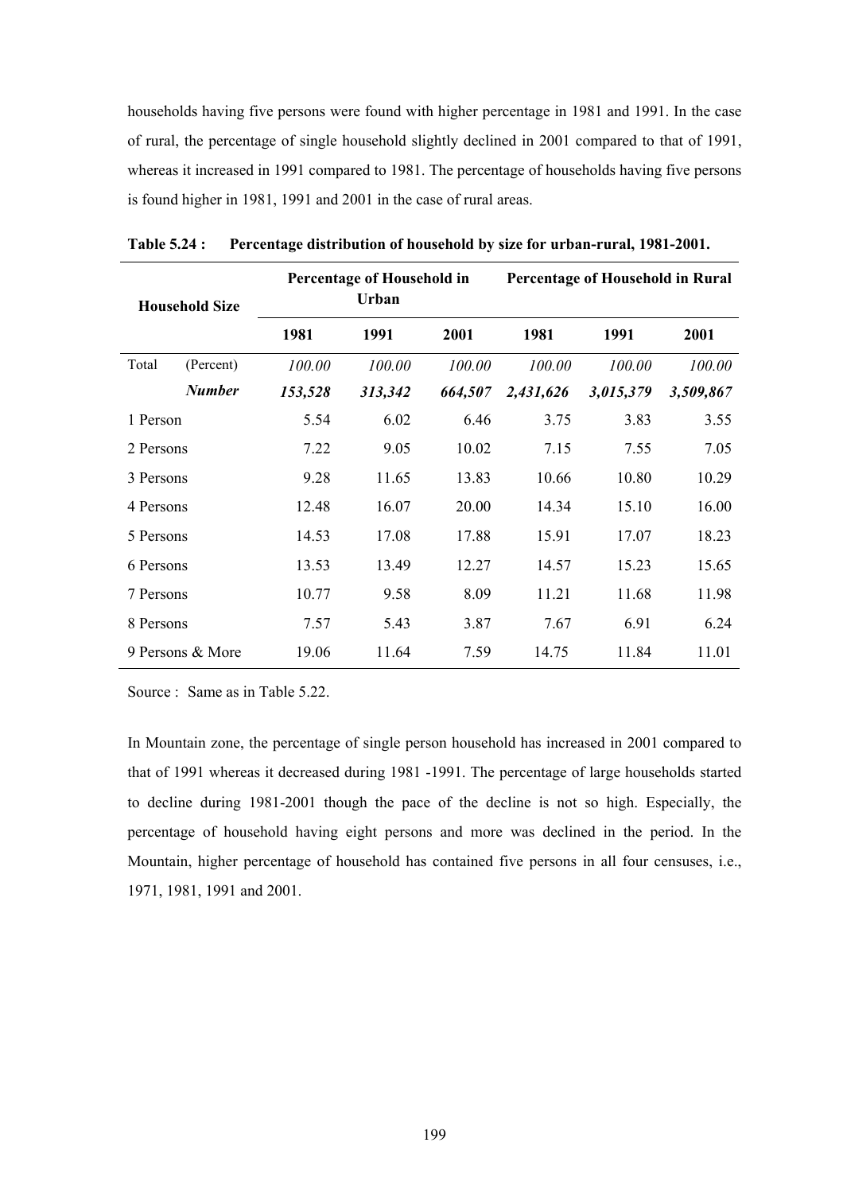households having five persons were found with higher percentage in 1981 and 1991. In the case of rural, the percentage of single household slightly declined in 2001 compared to that of 1991, whereas it increased in 1991 compared to 1981. The percentage of households having five persons is found higher in 1981, 1991 and 2001 in the case of rural areas.

**Table 5.24 : Percentage distribution of household by size for urban-rural, 1981-2001.**

| Household Size | | Percentage of Household in Urban | | | Percentage of Household in Rural | | |
|---|---|---|---|---|---|---|---|
| | | 1981 | 1991 | 2001 | 1981 | 1991 | 2001 |
| Total | (Percent) | *100.00* | *100.00* | *100.00* | *100.00* | *100.00* | *100.00* |
| | ***Number*** | ***153,528*** | ***313,342*** | ***664,507*** | ***2,431,626*** | ***3,015,379*** | ***3,509,867*** |
| 1 Person | | 5.54 | 6.02 | 6.46 | 3.75 | 3.83 | 3.55 |
| 2 Persons | | 7.22 | 9.05 | 10.02 | 7.15 | 7.55 | 7.05 |
| 3 Persons | | 9.28 | 11.65 | 13.83 | 10.66 | 10.80 | 10.29 |
| 4 Persons | | 12.48 | 16.07 | 20.00 | 14.34 | 15.10 | 16.00 |
| 5 Persons | | 14.53 | 17.08 | 17.88 | 15.91 | 17.07 | 18.23 |
| 6 Persons | | 13.53 | 13.49 | 12.27 | 14.57 | 15.23 | 15.65 |
| 7 Persons | | 10.77 | 9.58 | 8.09 | 11.21 | 11.68 | 11.98 |
| 8 Persons | | 7.57 | 5.43 | 3.87 | 7.67 | 6.91 | 6.24 |
| 9 Persons & More | | 19.06 | 11.64 | 7.59 | 14.75 | 11.84 | 11.01 |

Source : Same as in Table 5.22.

In Mountain zone, the percentage of single person household has increased in 2001 compared to that of 1991 whereas it decreased during 1981 -1991. The percentage of large households started to decline during 1981-2001 though the pace of the decline is not so high. Especially, the percentage of household having eight persons and more was declined in the period. In the Mountain, higher percentage of household has contained five persons in all four censuses, i.e., 1971, 1981, 1991 and 2001.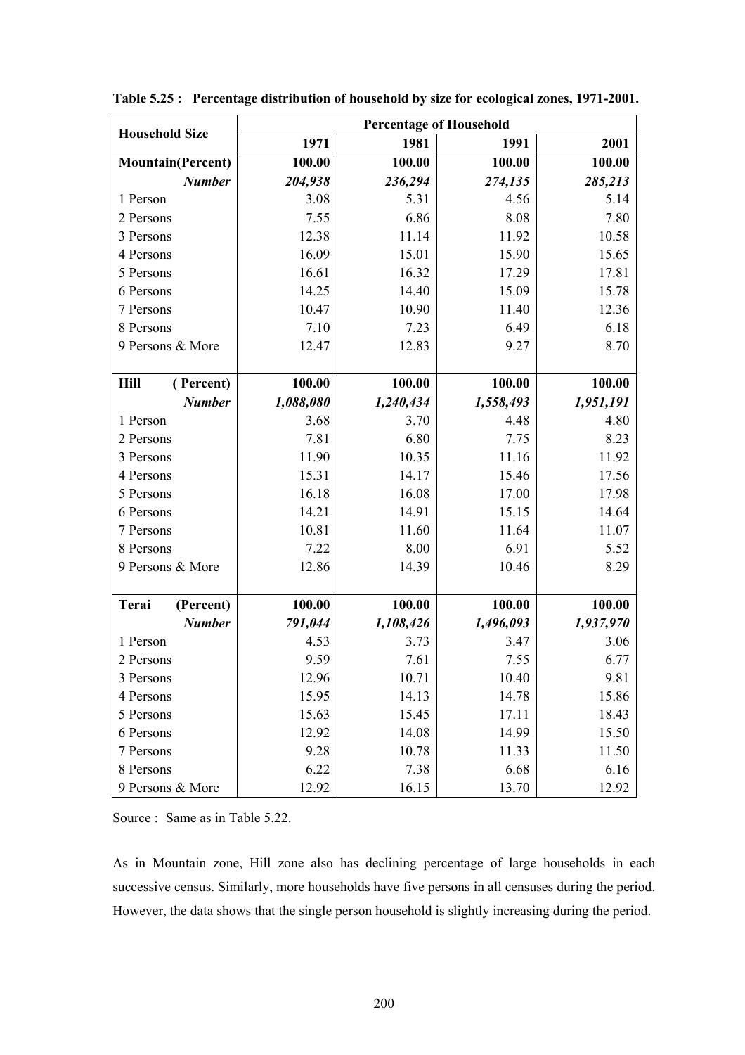**Table 5.25 : Percentage distribution of household by size for ecological zones, 1971-2001.**

| Household Size | Percentage of Household | | | |
|---|---|---|---|---|
| | 1971 | 1981 | 1991 | 2001 |
| **Mountain(Percent)** | **100.00** | **100.00** | **100.00** | **100.00** |
| ***Number*** | ***204,938*** | ***236,294*** | ***274,135*** | ***285,213*** |
| 1 Person | 3.08 | 5.31 | 4.56 | 5.14 |
| 2 Persons | 7.55 | 6.86 | 8.08 | 7.80 |
| 3 Persons | 12.38 | 11.14 | 11.92 | 10.58 |
| 4 Persons | 16.09 | 15.01 | 15.90 | 15.65 |
| 5 Persons | 16.61 | 16.32 | 17.29 | 17.81 |
| 6 Persons | 14.25 | 14.40 | 15.09 | 15.78 |
| 7 Persons | 10.47 | 10.90 | 11.40 | 12.36 |
| 8 Persons | 7.10 | 7.23 | 6.49 | 6.18 |
| 9 Persons & More | 12.47 | 12.83 | 9.27 | 8.70 |
| **Hill (Percent)** | **100.00** | **100.00** | **100.00** | **100.00** |
| ***Number*** | ***1,088,080*** | ***1,240,434*** | ***1,558,493*** | ***1,951,191*** |
| 1 Person | 3.68 | 3.70 | 4.48 | 4.80 |
| 2 Persons | 7.81 | 6.80 | 7.75 | 8.23 |
| 3 Persons | 11.90 | 10.35 | 11.16 | 11.92 |
| 4 Persons | 15.31 | 14.17 | 15.46 | 17.56 |
| 5 Persons | 16.18 | 16.08 | 17.00 | 17.98 |
| 6 Persons | 14.21 | 14.91 | 15.15 | 14.64 |
| 7 Persons | 10.81 | 11.60 | 11.64 | 11.07 |
| 8 Persons | 7.22 | 8.00 | 6.91 | 5.52 |
| 9 Persons & More | 12.86 | 14.39 | 10.46 | 8.29 |
| **Terai (Percent)** | **100.00** | **100.00** | **100.00** | **100.00** |
| ***Number*** | ***791,044*** | ***1,108,426*** | ***1,496,093*** | ***1,937,970*** |
| 1 Person | 4.53 | 3.73 | 3.47 | 3.06 |
| 2 Persons | 9.59 | 7.61 | 7.55 | 6.77 |
| 3 Persons | 12.96 | 10.71 | 10.40 | 9.81 |
| 4 Persons | 15.95 | 14.13 | 14.78 | 15.86 |
| 5 Persons | 15.63 | 15.45 | 17.11 | 18.43 |
| 6 Persons | 12.92 | 14.08 | 14.99 | 15.50 |
| 7 Persons | 9.28 | 10.78 | 11.33 | 11.50 |
| 8 Persons | 6.22 | 7.38 | 6.68 | 6.16 |
| 9 Persons & More | 12.92 | 16.15 | 13.70 | 12.92 |

Source : Same as in Table 5.22.

As in Mountain zone, Hill zone also has declining percentage of large households in each successive census. Similarly, more households have five persons in all censuses during the period. However, the data shows that the single person household is slightly increasing during the period.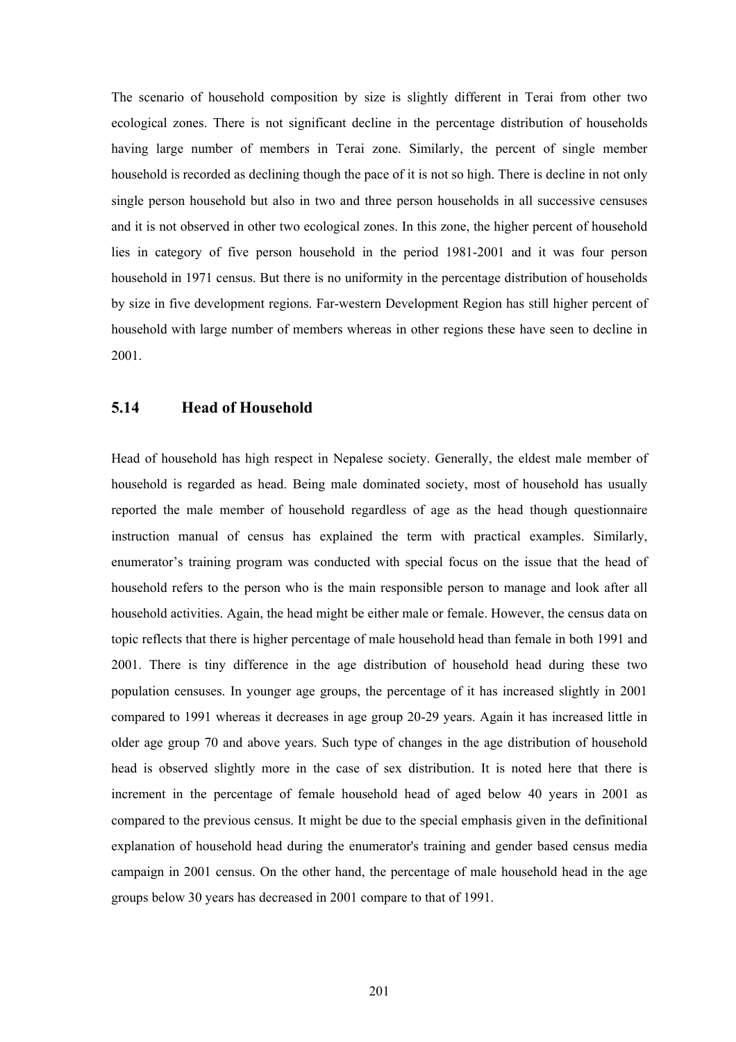The scenario of household composition by size is slightly different in Terai from other two ecological zones. There is not significant decline in the percentage distribution of households having large number of members in Terai zone. Similarly, the percent of single member household is recorded as declining though the pace of it is not so high. There is decline in not only single person household but also in two and three person households in all successive censuses and it is not observed in other two ecological zones. In this zone, the higher percent of household lies in category of five person household in the period 1981-2001 and it was four person household in 1971 census. But there is no uniformity in the percentage distribution of households by size in five development regions. Far-western Development Region has still higher percent of household with large number of members whereas in other regions these have seen to decline in 2001.

## 5.14 Head of Household

Head of household has high respect in Nepalese society. Generally, the eldest male member of household is regarded as head. Being male dominated society, most of household has usually reported the male member of household regardless of age as the head though questionnaire instruction manual of census has explained the term with practical examples. Similarly, enumerator's training program was conducted with special focus on the issue that the head of household refers to the person who is the main responsible person to manage and look after all household activities. Again, the head might be either male or female. However, the census data on topic reflects that there is higher percentage of male household head than female in both 1991 and 2001. There is tiny difference in the age distribution of household head during these two population censuses. In younger age groups, the percentage of it has increased slightly in 2001 compared to 1991 whereas it decreases in age group 20-29 years. Again it has increased little in older age group 70 and above years. Such type of changes in the age distribution of household head is observed slightly more in the case of sex distribution. It is noted here that there is increment in the percentage of female household head of aged below 40 years in 2001 as compared to the previous census. It might be due to the special emphasis given in the definitional explanation of household head during the enumerator's training and gender based census media campaign in 2001 census. On the other hand, the percentage of male household head in the age groups below 30 years has decreased in 2001 compare to that of 1991.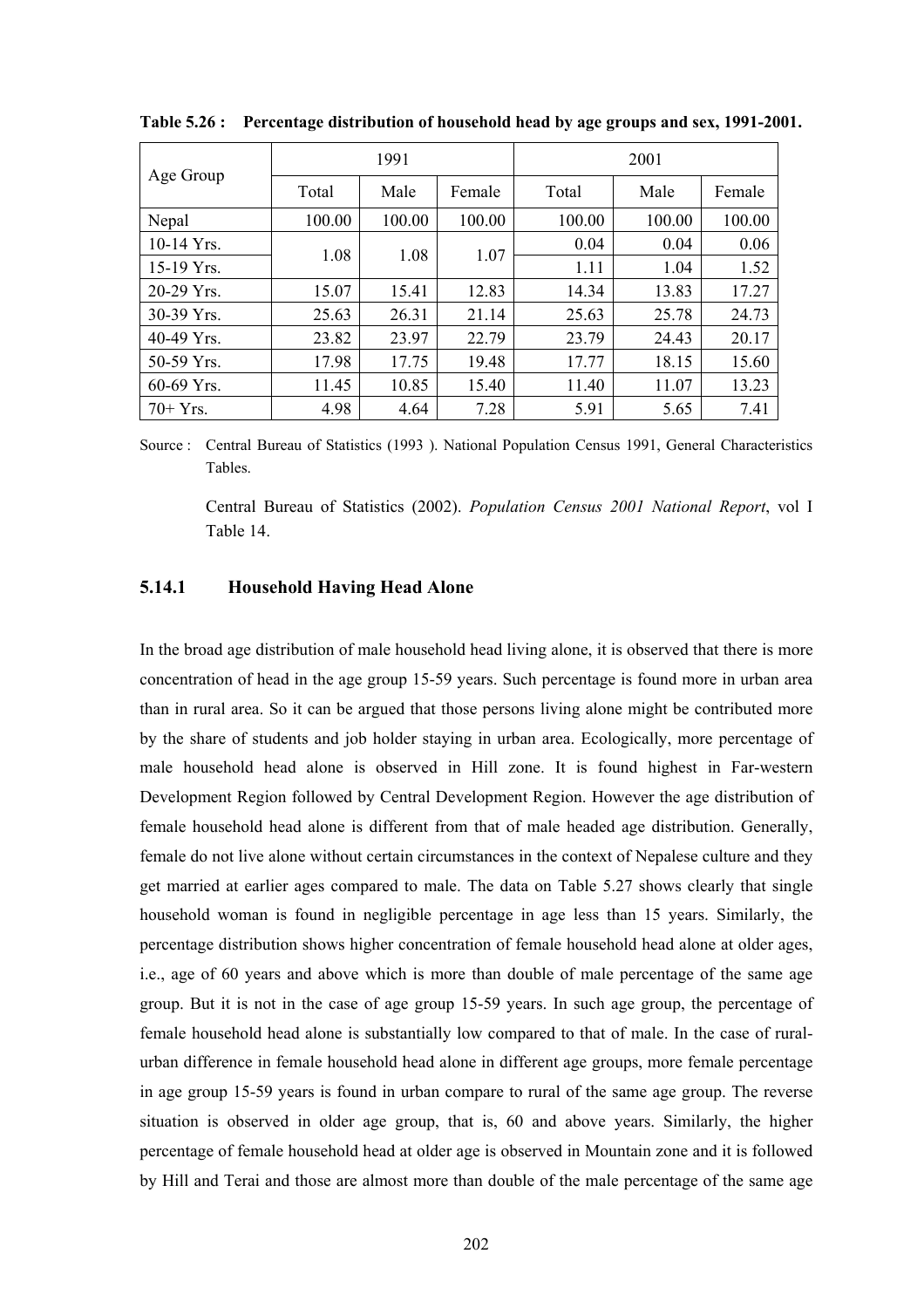**Table 5.26 : Percentage distribution of household head by age groups and sex, 1991-2001.**

| Age Group | 1991 | | | 2001 | | |
|---|---|---|---|---|---|---|
| | Total | Male | Female | Total | Male | Female |
| Nepal | 100.00 | 100.00 | 100.00 | 100.00 | 100.00 | 100.00 |
| 10-14 Yrs. | 1.08 | 1.08 | 1.07 | 0.04 | 0.04 | 0.06 |
| 15-19 Yrs. | | | | 1.11 | 1.04 | 1.52 |
| 20-29 Yrs. | 15.07 | 15.41 | 12.83 | 14.34 | 13.83 | 17.27 |
| 30-39 Yrs. | 25.63 | 26.31 | 21.14 | 25.63 | 25.78 | 24.73 |
| 40-49 Yrs. | 23.82 | 23.97 | 22.79 | 23.79 | 24.43 | 20.17 |
| 50-59 Yrs. | 17.98 | 17.75 | 19.48 | 17.77 | 18.15 | 15.60 |
| 60-69 Yrs. | 11.45 | 10.85 | 15.40 | 11.40 | 11.07 | 13.23 |
| 70+ Yrs. | 4.98 | 4.64 | 7.28 | 5.91 | 5.65 | 7.41 |

Source : Central Bureau of Statistics (1993 ). National Population Census 1991, General Characteristics Tables.

Central Bureau of Statistics (2002). *Population Census 2001 National Report*, vol I Table 14.

### 5.14.1 Household Having Head Alone

In the broad age distribution of male household head living alone, it is observed that there is more concentration of head in the age group 15-59 years. Such percentage is found more in urban area than in rural area. So it can be argued that those persons living alone might be contributed more by the share of students and job holder staying in urban area. Ecologically, more percentage of male household head alone is observed in Hill zone. It is found highest in Far-western Development Region followed by Central Development Region. However the age distribution of female household head alone is different from that of male headed age distribution. Generally, female do not live alone without certain circumstances in the context of Nepalese culture and they get married at earlier ages compared to male. The data on Table 5.27 shows clearly that single household woman is found in negligible percentage in age less than 15 years. Similarly, the percentage distribution shows higher concentration of female household head alone at older ages, i.e., age of 60 years and above which is more than double of male percentage of the same age group. But it is not in the case of age group 15-59 years. In such age group, the percentage of female household head alone is substantially low compared to that of male. In the case of rural-urban difference in female household head alone in different age groups, more female percentage in age group 15-59 years is found in urban compare to rural of the same age group. The reverse situation is observed in older age group, that is, 60 and above years. Similarly, the higher percentage of female household head at older age is observed in Mountain zone and it is followed by Hill and Terai and those are almost more than double of the male percentage of the same age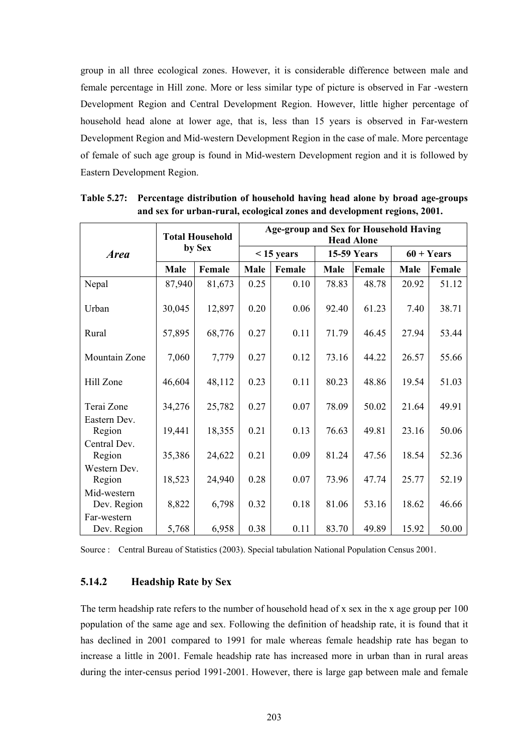group in all three ecological zones. However, it is considerable difference between male and female percentage in Hill zone. More or less similar type of picture is observed in Far -western Development Region and Central Development Region. However, little higher percentage of household head alone at lower age, that is, less than 15 years is observed in Far-western Development Region and Mid-western Development Region in the case of male. More percentage of female of such age group is found in Mid-western Development region and it is followed by Eastern Development Region.

**Table 5.27: Percentage distribution of household having head alone by broad age-groups and sex for urban-rural, ecological zones and development regions, 2001.**

| *Area* | Total Household by Sex | | Age-group and Sex for Household Having Head Alone | | | | | |
|---|---|---|---|---|---|---|---|---|
| | | | < 15 years | | 15-59 Years | | 60 + Years | |
| | Male | Female | Male | Female | Male | Female | Male | Female |
| Nepal | 87,940 | 81,673 | 0.25 | 0.10 | 78.83 | 48.78 | 20.92 | 51.12 |
| Urban | 30,045 | 12,897 | 0.20 | 0.06 | 92.40 | 61.23 | 7.40 | 38.71 |
| Rural | 57,895 | 68,776 | 0.27 | 0.11 | 71.79 | 46.45 | 27.94 | 53.44 |
| Mountain Zone | 7,060 | 7,779 | 0.27 | 0.12 | 73.16 | 44.22 | 26.57 | 55.66 |
| Hill Zone | 46,604 | 48,112 | 0.23 | 0.11 | 80.23 | 48.86 | 19.54 | 51.03 |
| Terai Zone | 34,276 | 25,782 | 0.27 | 0.07 | 78.09 | 50.02 | 21.64 | 49.91 |
| Eastern Dev. Region | 19,441 | 18,355 | 0.21 | 0.13 | 76.63 | 49.81 | 23.16 | 50.06 |
| Central Dev. Region | 35,386 | 24,622 | 0.21 | 0.09 | 81.24 | 47.56 | 18.54 | 52.36 |
| Western Dev. Region | 18,523 | 24,940 | 0.28 | 0.07 | 73.96 | 47.74 | 25.77 | 52.19 |
| Mid-western Dev. Region | 8,822 | 6,798 | 0.32 | 0.18 | 81.06 | 53.16 | 18.62 | 46.66 |
| Far-western Dev. Region | 5,768 | 6,958 | 0.38 | 0.11 | 83.70 | 49.89 | 15.92 | 50.00 |

Source : Central Bureau of Statistics (2003). Special tabulation National Population Census 2001.

### 5.14.2 Headship Rate by Sex

The term headship rate refers to the number of household head of x sex in the x age group per 100 population of the same age and sex. Following the definition of headship rate, it is found that it has declined in 2001 compared to 1991 for male whereas female headship rate has began to increase a little in 2001. Female headship rate has increased more in urban than in rural areas during the inter-census period 1991-2001. However, there is large gap between male and female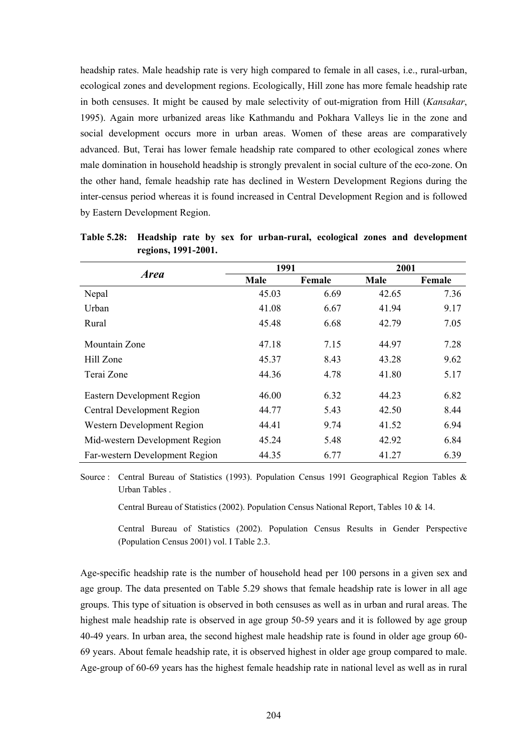headship rates. Male headship rate is very high compared to female in all cases, i.e., rural-urban, ecological zones and development regions. Ecologically, Hill zone has more female headship rate in both censuses. It might be caused by male selectivity of out-migration from Hill (*Kansakar*, 1995). Again more urbanized areas like Kathmandu and Pokhara Valleys lie in the zone and social development occurs more in urban areas. Women of these areas are comparatively advanced. But, Terai has lower female headship rate compared to other ecological zones where male domination in household headship is strongly prevalent in social culture of the eco-zone. On the other hand, female headship rate has declined in Western Development Regions during the inter-census period whereas it is found increased in Central Development Region and is followed by Eastern Development Region.

**Table 5.28: Headship rate by sex for urban-rural, ecological zones and development regions, 1991-2001.**

| *Area* | 1991 | | 2001 | |
|---|---|---|---|---|
| | **Male** | **Female** | **Male** | **Female** |
| Nepal | 45.03 | 6.69 | 42.65 | 7.36 |
| Urban | 41.08 | 6.67 | 41.94 | 9.17 |
| Rural | 45.48 | 6.68 | 42.79 | 7.05 |
| Mountain Zone | 47.18 | 7.15 | 44.97 | 7.28 |
| Hill Zone | 45.37 | 8.43 | 43.28 | 9.62 |
| Terai Zone | 44.36 | 4.78 | 41.80 | 5.17 |
| Eastern Development Region | 46.00 | 6.32 | 44.23 | 6.82 |
| Central Development Region | 44.77 | 5.43 | 42.50 | 8.44 |
| Western Development Region | 44.41 | 9.74 | 41.52 | 6.94 |
| Mid-western Development Region | 45.24 | 5.48 | 42.92 | 6.84 |
| Far-western Development Region | 44.35 | 6.77 | 41.27 | 6.39 |

Source : Central Bureau of Statistics (1993). Population Census 1991 Geographical Region Tables & Urban Tables .

Central Bureau of Statistics (2002). Population Census National Report, Tables 10 & 14.

Central Bureau of Statistics (2002). Population Census Results in Gender Perspective (Population Census 2001) vol. I Table 2.3.

Age-specific headship rate is the number of household head per 100 persons in a given sex and age group. The data presented on Table 5.29 shows that female headship rate is lower in all age groups. This type of situation is observed in both censuses as well as in urban and rural areas. The highest male headship rate is observed in age group 50-59 years and it is followed by age group 40-49 years. In urban area, the second highest male headship rate is found in older age group 60-69 years. About female headship rate, it is observed highest in older age group compared to male. Age-group of 60-69 years has the highest female headship rate in national level as well as in rural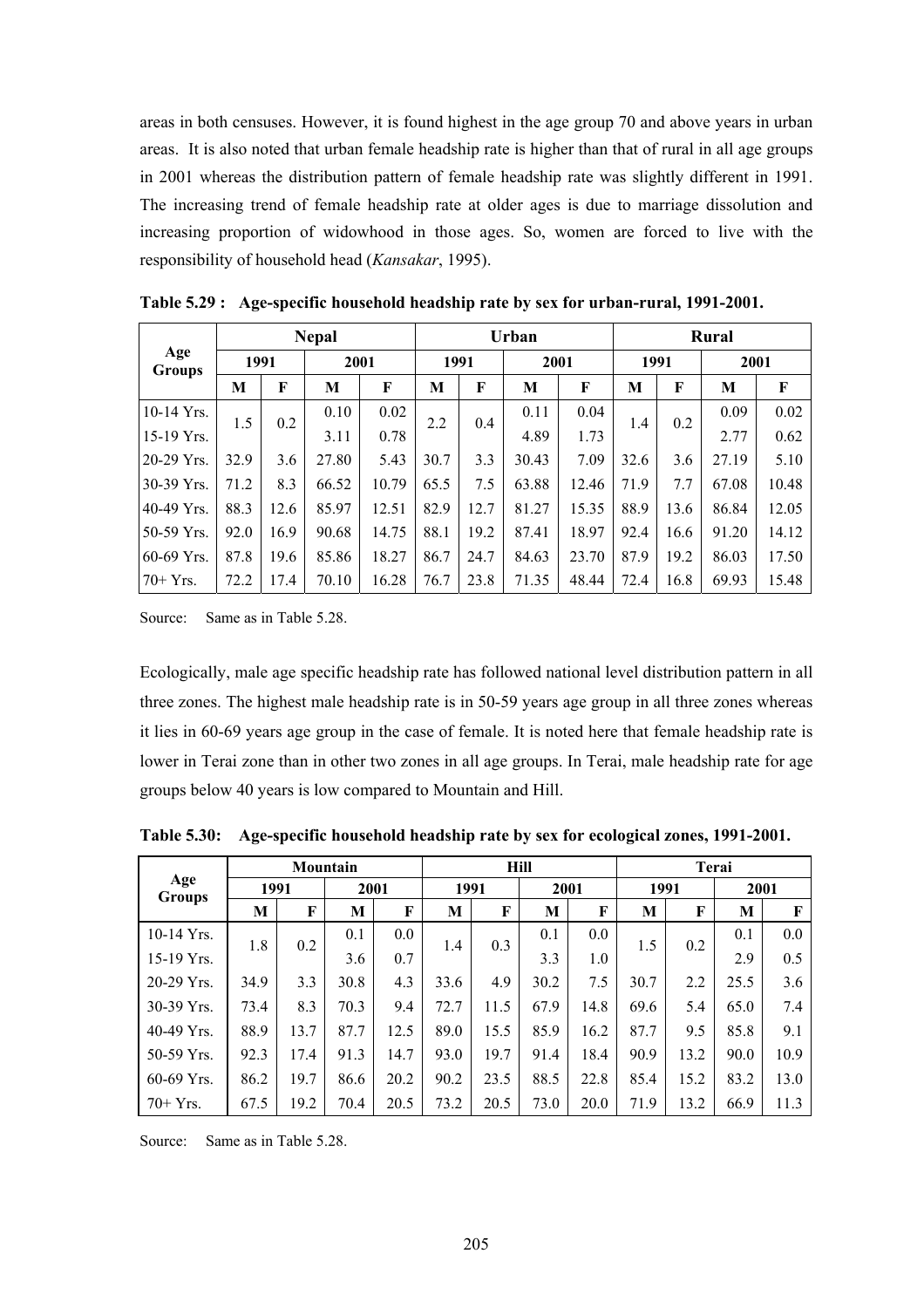areas in both censuses. However, it is found highest in the age group 70 and above years in urban areas. It is also noted that urban female headship rate is higher than that of rural in all age groups in 2001 whereas the distribution pattern of female headship rate was slightly different in 1991. The increasing trend of female headship rate at older ages is due to marriage dissolution and increasing proportion of widowhood in those ages. So, women are forced to live with the responsibility of household head (*Kansakar*, 1995).

**Table 5.29 : Age-specific household headship rate by sex for urban-rural, 1991-2001.**

| Age Groups | Nepal | | | | Urban | | | | Rural | | | |
|---|---|---|---|---|---|---|---|---|---|---|---|---|
| | 1991 | | 2001 | | 1991 | | 2001 | | 1991 | | 2001 | |
| | M | F | M | F | M | F | M | F | M | F | M | F |
| 10-14 Yrs. | 1.5 | 0.2 | 0.10 | 0.02 | 2.2 | 0.4 | 0.11 | 0.04 | 1.4 | 0.2 | 0.09 | 0.02 |
| 15-19 Yrs. | | | 3.11 | 0.78 | | | 4.89 | 1.73 | | | 2.77 | 0.62 |
| 20-29 Yrs. | 32.9 | 3.6 | 27.80 | 5.43 | 30.7 | 3.3 | 30.43 | 7.09 | 32.6 | 3.6 | 27.19 | 5.10 |
| 30-39 Yrs. | 71.2 | 8.3 | 66.52 | 10.79 | 65.5 | 7.5 | 63.88 | 12.46 | 71.9 | 7.7 | 67.08 | 10.48 |
| 40-49 Yrs. | 88.3 | 12.6 | 85.97 | 12.51 | 82.9 | 12.7 | 81.27 | 15.35 | 88.9 | 13.6 | 86.84 | 12.05 |
| 50-59 Yrs. | 92.0 | 16.9 | 90.68 | 14.75 | 88.1 | 19.2 | 87.41 | 18.97 | 92.4 | 16.6 | 91.20 | 14.12 |
| 60-69 Yrs. | 87.8 | 19.6 | 85.86 | 18.27 | 86.7 | 24.7 | 84.63 | 23.70 | 87.9 | 19.2 | 86.03 | 17.50 |
| 70+ Yrs. | 72.2 | 17.4 | 70.10 | 16.28 | 76.7 | 23.8 | 71.35 | 48.44 | 72.4 | 16.8 | 69.93 | 15.48 |

Source: Same as in Table 5.28.

Ecologically, male age specific headship rate has followed national level distribution pattern in all three zones. The highest male headship rate is in 50-59 years age group in all three zones whereas it lies in 60-69 years age group in the case of female. It is noted here that female headship rate is lower in Terai zone than in other two zones in all age groups. In Terai, male headship rate for age groups below 40 years is low compared to Mountain and Hill.

**Table 5.30: Age-specific household headship rate by sex for ecological zones, 1991-2001.**

| Age Groups | Mountain | | | | Hill | | | | Terai | | | |
|---|---|---|---|---|---|---|---|---|---|---|---|---|
| | 1991 | | 2001 | | 1991 | | 2001 | | 1991 | | 2001 | |
| | M | F | M | F | M | F | M | F | M | F | M | F |
| 10-14 Yrs. | 1.8 | 0.2 | 0.1 | 0.0 | 1.4 | 0.3 | 0.1 | 0.0 | 1.5 | 0.2 | 0.1 | 0.0 |
| 15-19 Yrs. | | | 3.6 | 0.7 | | | 3.3 | 1.0 | | | 2.9 | 0.5 |
| 20-29 Yrs. | 34.9 | 3.3 | 30.8 | 4.3 | 33.6 | 4.9 | 30.2 | 7.5 | 30.7 | 2.2 | 25.5 | 3.6 |
| 30-39 Yrs. | 73.4 | 8.3 | 70.3 | 9.4 | 72.7 | 11.5 | 67.9 | 14.8 | 69.6 | 5.4 | 65.0 | 7.4 |
| 40-49 Yrs. | 88.9 | 13.7 | 87.7 | 12.5 | 89.0 | 15.5 | 85.9 | 16.2 | 87.7 | 9.5 | 85.8 | 9.1 |
| 50-59 Yrs. | 92.3 | 17.4 | 91.3 | 14.7 | 93.0 | 19.7 | 91.4 | 18.4 | 90.9 | 13.2 | 90.0 | 10.9 |
| 60-69 Yrs. | 86.2 | 19.7 | 86.6 | 20.2 | 90.2 | 23.5 | 88.5 | 22.8 | 85.4 | 15.2 | 83.2 | 13.0 |
| 70+ Yrs. | 67.5 | 19.2 | 70.4 | 20.5 | 73.2 | 20.5 | 73.0 | 20.0 | 71.9 | 13.2 | 66.9 | 11.3 |

Source: Same as in Table 5.28.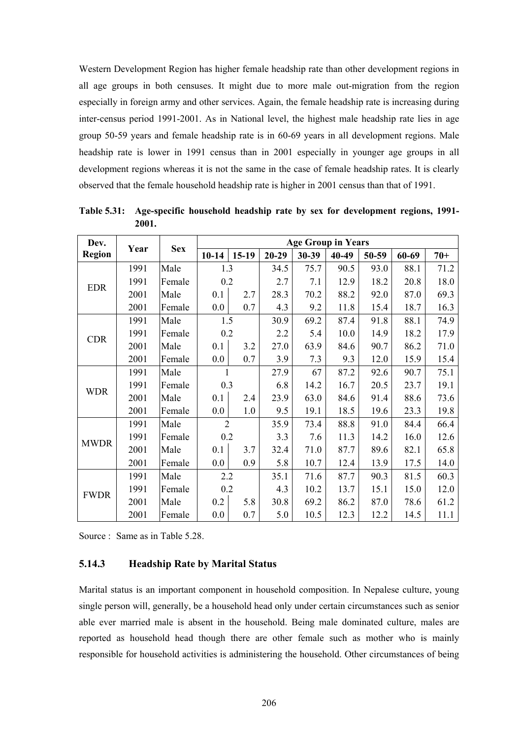Western Development Region has higher female headship rate than other development regions in all age groups in both censuses. It might due to more male out-migration from the region especially in foreign army and other services. Again, the female headship rate is increasing during inter-census period 1991-2001. As in National level, the highest male headship rate lies in age group 50-59 years and female headship rate is in 60-69 years in all development regions. Male headship rate is lower in 1991 census than in 2001 especially in younger age groups in all development regions whereas it is not the same in the case of female headship rates. It is clearly observed that the female household headship rate is higher in 2001 census than that of 1991.

**Table 5.31: Age-specific household headship rate by sex for development regions, 1991-2001.**

| Dev. Region | Year | Sex | Age Group in Years | | | | | | | |
|---|---|---|---|---|---|---|---|---|---|---|
| | | | 10-14 | 15-19 | 20-29 | 30-39 | 40-49 | 50-59 | 60-69 | 70+ |
| EDR | 1991 | Male | 1.3 | | 34.5 | 75.7 | 90.5 | 93.0 | 88.1 | 71.2 |
| | 1991 | Female | 0.2 | | 2.7 | 7.1 | 12.9 | 18.2 | 20.8 | 18.0 |
| | 2001 | Male | 0.1 | 2.7 | 28.3 | 70.2 | 88.2 | 92.0 | 87.0 | 69.3 |
| | 2001 | Female | 0.0 | 0.7 | 4.3 | 9.2 | 11.8 | 15.4 | 18.7 | 16.3 |
| CDR | 1991 | Male | 1.5 | | 30.9 | 69.2 | 87.4 | 91.8 | 88.1 | 74.9 |
| | 1991 | Female | 0.2 | | 2.2 | 5.4 | 10.0 | 14.9 | 18.2 | 17.9 |
| | 2001 | Male | 0.1 | 3.2 | 27.0 | 63.9 | 84.6 | 90.7 | 86.2 | 71.0 |
| | 2001 | Female | 0.0 | 0.7 | 3.9 | 7.3 | 9.3 | 12.0 | 15.9 | 15.4 |
| WDR | 1991 | Male | 1 | | 27.9 | 67 | 87.2 | 92.6 | 90.7 | 75.1 |
| | 1991 | Female | 0.3 | | 6.8 | 14.2 | 16.7 | 20.5 | 23.7 | 19.1 |
| | 2001 | Male | 0.1 | 2.4 | 23.9 | 63.0 | 84.6 | 91.4 | 88.6 | 73.6 |
| | 2001 | Female | 0.0 | 1.0 | 9.5 | 19.1 | 18.5 | 19.6 | 23.3 | 19.8 |
| MWDR | 1991 | Male | 2 | | 35.9 | 73.4 | 88.8 | 91.0 | 84.4 | 66.4 |
| | 1991 | Female | 0.2 | | 3.3 | 7.6 | 11.3 | 14.2 | 16.0 | 12.6 |
| | 2001 | Male | 0.1 | 3.7 | 32.4 | 71.0 | 87.7 | 89.6 | 82.1 | 65.8 |
| | 2001 | Female | 0.0 | 0.9 | 5.8 | 10.7 | 12.4 | 13.9 | 17.5 | 14.0 |
| FWDR | 1991 | Male | 2.2 | | 35.1 | 71.6 | 87.7 | 90.3 | 81.5 | 60.3 |
| | 1991 | Female | 0.2 | | 4.3 | 10.2 | 13.7 | 15.1 | 15.0 | 12.0 |
| | 2001 | Male | 0.2 | 5.8 | 30.8 | 69.2 | 86.2 | 87.0 | 78.6 | 61.2 |
| | 2001 | Female | 0.0 | 0.7 | 5.0 | 10.5 | 12.3 | 12.2 | 14.5 | 11.1 |

Source : Same as in Table 5.28.

### 5.14.3 Headship Rate by Marital Status

Marital status is an important component in household composition. In Nepalese culture, young single person will, generally, be a household head only under certain circumstances such as senior able ever married male is absent in the household. Being male dominated culture, males are reported as household head though there are other female such as mother who is mainly responsible for household activities is administering the household. Other circumstances of being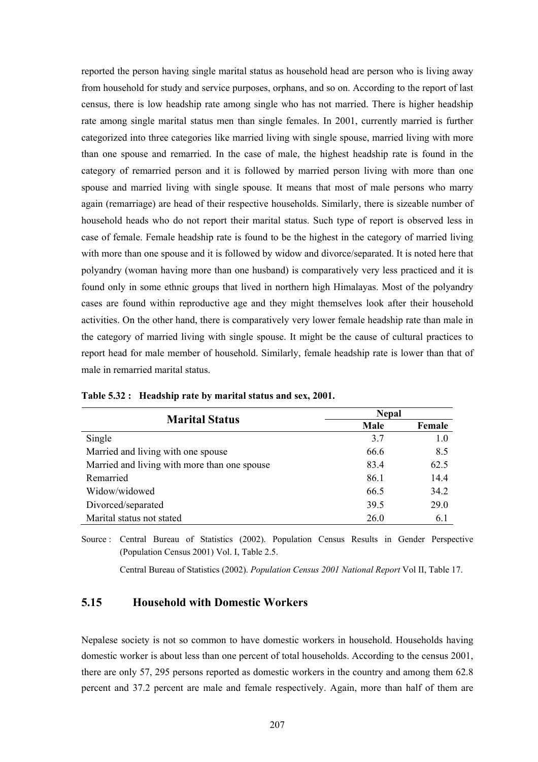reported the person having single marital status as household head are person who is living away from household for study and service purposes, orphans, and so on. According to the report of last census, there is low headship rate among single who has not married. There is higher headship rate among single marital status men than single females. In 2001, currently married is further categorized into three categories like married living with single spouse, married living with more than one spouse and remarried. In the case of male, the highest headship rate is found in the category of remarried person and it is followed by married person living with more than one spouse and married living with single spouse. It means that most of male persons who marry again (remarriage) are head of their respective households. Similarly, there is sizeable number of household heads who do not report their marital status. Such type of report is observed less in case of female. Female headship rate is found to be the highest in the category of married living with more than one spouse and it is followed by widow and divorce/separated. It is noted here that polyandry (woman having more than one husband) is comparatively very less practiced and it is found only in some ethnic groups that lived in northern high Himalayas. Most of the polyandry cases are found within reproductive age and they might themselves look after their household activities. On the other hand, there is comparatively very lower female headship rate than male in the category of married living with single spouse. It might be the cause of cultural practices to report head for male member of household. Similarly, female headship rate is lower than that of male in remarried marital status.

**Table 5.32 : Headship rate by marital status and sex, 2001.**

| Marital Status | Nepal | |
|---|---|---|
| | Male | Female |
| Single | 3.7 | 1.0 |
| Married and living with one spouse | 66.6 | 8.5 |
| Married and living with more than one spouse | 83.4 | 62.5 |
| Remarried | 86.1 | 14.4 |
| Widow/widowed | 66.5 | 34.2 |
| Divorced/separated | 39.5 | 29.0 |
| Marital status not stated | 26.0 | 6.1 |

Source : Central Bureau of Statistics (2002). Population Census Results in Gender Perspective (Population Census 2001) Vol. I, Table 2.5.

Central Bureau of Statistics (2002). *Population Census 2001 National Report* Vol II, Table 17.

## 5.15 Household with Domestic Workers

Nepalese society is not so common to have domestic workers in household. Households having domestic worker is about less than one percent of total households. According to the census 2001, there are only 57, 295 persons reported as domestic workers in the country and among them 62.8 percent and 37.2 percent are male and female respectively. Again, more than half of them are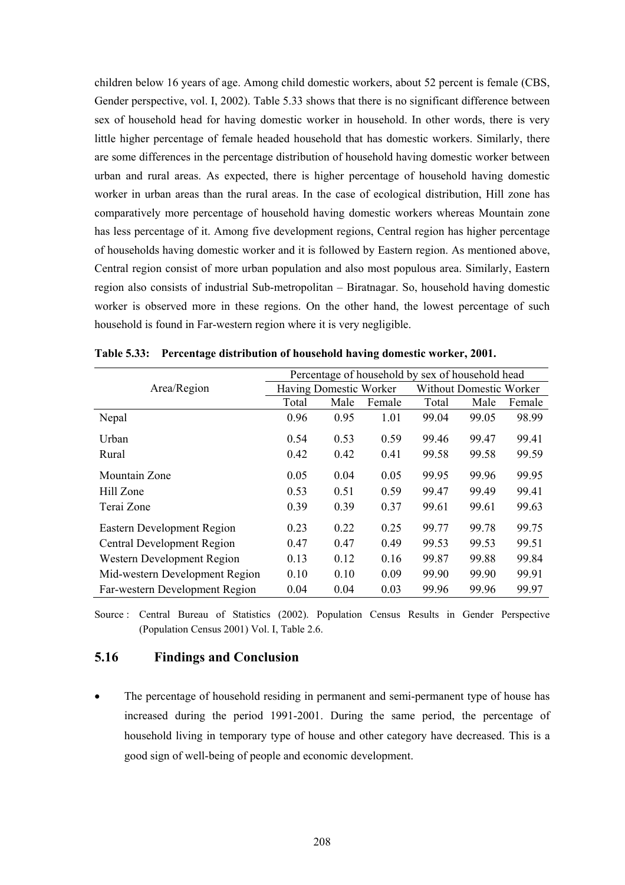children below 16 years of age. Among child domestic workers, about 52 percent is female (CBS, Gender perspective, vol. I, 2002). Table 5.33 shows that there is no significant difference between sex of household head for having domestic worker in household. In other words, there is very little higher percentage of female headed household that has domestic workers. Similarly, there are some differences in the percentage distribution of household having domestic worker between urban and rural areas. As expected, there is higher percentage of household having domestic worker in urban areas than the rural areas. In the case of ecological distribution, Hill zone has comparatively more percentage of household having domestic workers whereas Mountain zone has less percentage of it. Among five development regions, Central region has higher percentage of households having domestic worker and it is followed by Eastern region. As mentioned above, Central region consist of more urban population and also most populous area. Similarly, Eastern region also consists of industrial Sub-metropolitan – Biratnagar. So, household having domestic worker is observed more in these regions. On the other hand, the lowest percentage of such household is found in Far-western region where it is very negligible.

**Table 5.33: Percentage distribution of household having domestic worker, 2001.**

| Area/Region | Percentage of household by sex of household head | | | | | |
|---|---|---|---|---|---|---|
| | Having Domestic Worker | | | Without Domestic Worker | | |
| | Total | Male | Female | Total | Male | Female |
| Nepal | 0.96 | 0.95 | 1.01 | 99.04 | 99.05 | 98.99 |
| Urban | 0.54 | 0.53 | 0.59 | 99.46 | 99.47 | 99.41 |
| Rural | 0.42 | 0.42 | 0.41 | 99.58 | 99.58 | 99.59 |
| Mountain Zone | 0.05 | 0.04 | 0.05 | 99.95 | 99.96 | 99.95 |
| Hill Zone | 0.53 | 0.51 | 0.59 | 99.47 | 99.49 | 99.41 |
| Terai Zone | 0.39 | 0.39 | 0.37 | 99.61 | 99.61 | 99.63 |
| Eastern Development Region | 0.23 | 0.22 | 0.25 | 99.77 | 99.78 | 99.75 |
| Central Development Region | 0.47 | 0.47 | 0.49 | 99.53 | 99.53 | 99.51 |
| Western Development Region | 0.13 | 0.12 | 0.16 | 99.87 | 99.88 | 99.84 |
| Mid-western Development Region | 0.10 | 0.10 | 0.09 | 99.90 | 99.90 | 99.91 |
| Far-western Development Region | 0.04 | 0.04 | 0.03 | 99.96 | 99.96 | 99.97 |

Source : Central Bureau of Statistics (2002). Population Census Results in Gender Perspective (Population Census 2001) Vol. I, Table 2.6.

## 5.16 Findings and Conclusion

- The percentage of household residing in permanent and semi-permanent type of house has increased during the period 1991-2001. During the same period, the percentage of household living in temporary type of house and other category have decreased. This is a good sign of well-being of people and economic development.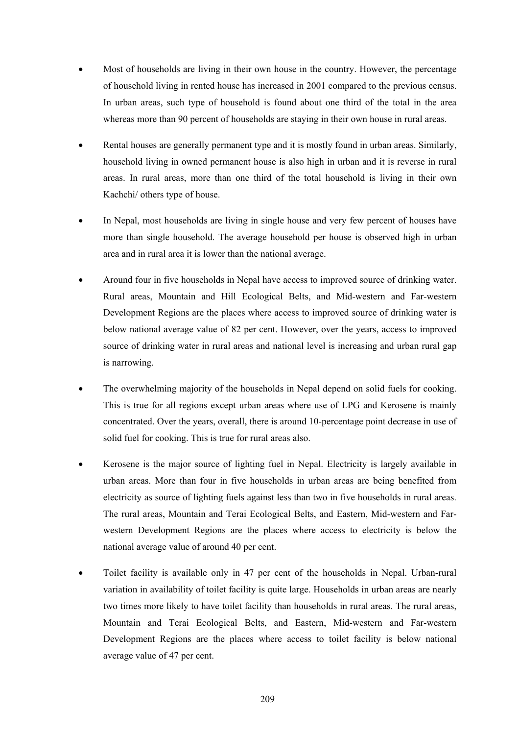- Most of households are living in their own house in the country. However, the percentage of household living in rented house has increased in 2001 compared to the previous census. In urban areas, such type of household is found about one third of the total in the area whereas more than 90 percent of households are staying in their own house in rural areas.

- Rental houses are generally permanent type and it is mostly found in urban areas. Similarly, household living in owned permanent house is also high in urban and it is reverse in rural areas. In rural areas, more than one third of the total household is living in their own Kachchi/ others type of house.

- In Nepal, most households are living in single house and very few percent of houses have more than single household. The average household per house is observed high in urban area and in rural area it is lower than the national average.

- Around four in five households in Nepal have access to improved source of drinking water. Rural areas, Mountain and Hill Ecological Belts, and Mid-western and Far-western Development Regions are the places where access to improved source of drinking water is below national average value of 82 per cent. However, over the years, access to improved source of drinking water in rural areas and national level is increasing and urban rural gap is narrowing.

- The overwhelming majority of the households in Nepal depend on solid fuels for cooking. This is true for all regions except urban areas where use of LPG and Kerosene is mainly concentrated. Over the years, overall, there is around 10-percentage point decrease in use of solid fuel for cooking. This is true for rural areas also.

- Kerosene is the major source of lighting fuel in Nepal. Electricity is largely available in urban areas. More than four in five households in urban areas are being benefited from electricity as source of lighting fuels against less than two in five households in rural areas. The rural areas, Mountain and Terai Ecological Belts, and Eastern, Mid-western and Far-western Development Regions are the places where access to electricity is below the national average value of around 40 per cent.

- Toilet facility is available only in 47 per cent of the households in Nepal. Urban-rural variation in availability of toilet facility is quite large. Households in urban areas are nearly two times more likely to have toilet facility than households in rural areas. The rural areas, Mountain and Terai Ecological Belts, and Eastern, Mid-western and Far-western Development Regions are the places where access to toilet facility is below national average value of 47 per cent.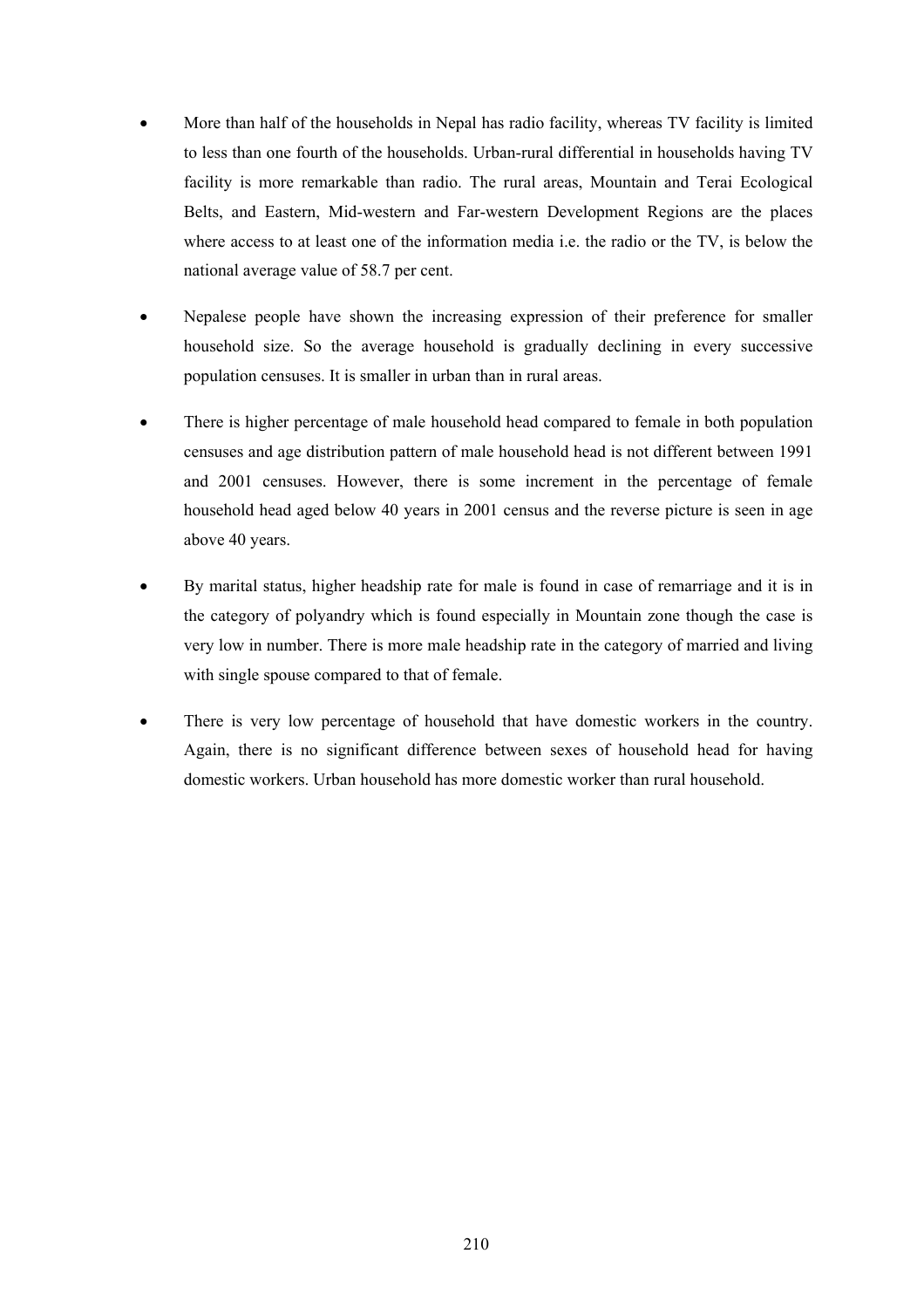- More than half of the households in Nepal has radio facility, whereas TV facility is limited to less than one fourth of the households. Urban-rural differential in households having TV facility is more remarkable than radio. The rural areas, Mountain and Terai Ecological Belts, and Eastern, Mid-western and Far-western Development Regions are the places where access to at least one of the information media i.e. the radio or the TV, is below the national average value of 58.7 per cent.

- Nepalese people have shown the increasing expression of their preference for smaller household size. So the average household is gradually declining in every successive population censuses. It is smaller in urban than in rural areas.

- There is higher percentage of male household head compared to female in both population censuses and age distribution pattern of male household head is not different between 1991 and 2001 censuses. However, there is some increment in the percentage of female household head aged below 40 years in 2001 census and the reverse picture is seen in age above 40 years.

- By marital status, higher headship rate for male is found in case of remarriage and it is in the category of polyandry which is found especially in Mountain zone though the case is very low in number. There is more male headship rate in the category of married and living with single spouse compared to that of female.

- There is very low percentage of household that have domestic workers in the country. Again, there is no significant difference between sexes of household head for having domestic workers. Urban household has more domestic worker than rural household.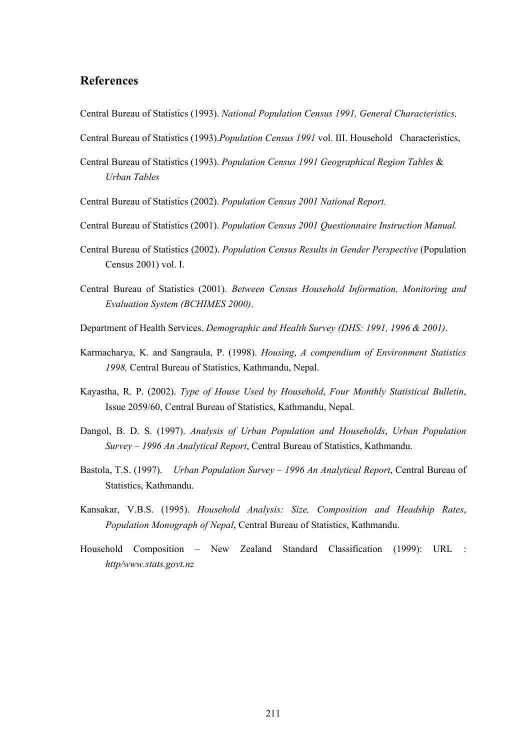## References

Central Bureau of Statistics (1993). *National Population Census 1991, General Characteristics,*

Central Bureau of Statistics (1993).*Population Census 1991* vol. III. Household Characteristics,

Central Bureau of Statistics (1993). *Population Census 1991 Geographical Region Tables* & *Urban Tables*

Central Bureau of Statistics (2002). *Population Census 2001 National Report.*

Central Bureau of Statistics (2001). *Population Census 2001 Questionnaire Instruction Manual.*

Central Bureau of Statistics (2002). *Population Census Results in Gender Perspective* (Population Census 2001) vol. I.

Central Bureau of Statistics (2001). *Between Census Household Information, Monitoring and Evaluation System (BCHIMES 2000)*.

Department of Health Services. *Demographic and Health Survey (DHS: 1991, 1996 & 2001)*.

Karmacharya, K. and Sangraula, P. (1998). *Housing*, *A compendium of Environment Statistics 1998,* Central Bureau of Statistics, Kathmandu, Nepal.

Kayastha, R. P. (2002). *Type of House Used by Household*, *Four Monthly Statistical Bulletin*, Issue 2059/60, Central Bureau of Statistics, Kathmandu, Nepal.

Dangol, B. D. S. (1997). *Analysis of Urban Population and Households*, *Urban Population Survey – 1996 An Analytical Report*, Central Bureau of Statistics, Kathmandu.

Bastola, T.S. (1997). *Urban Population Survey – 1996 An Analytical Report*, Central Bureau of Statistics, Kathmandu.

Kansakar, V.B.S. (1995). *Household Analysis: Size, Composition and Headship Rates*, *Population Monograph of Nepal*, Central Bureau of Statistics, Kathmandu.

Household Composition – New Zealand Standard Classification (1999): URL : *http/www.stats.govt.nz*